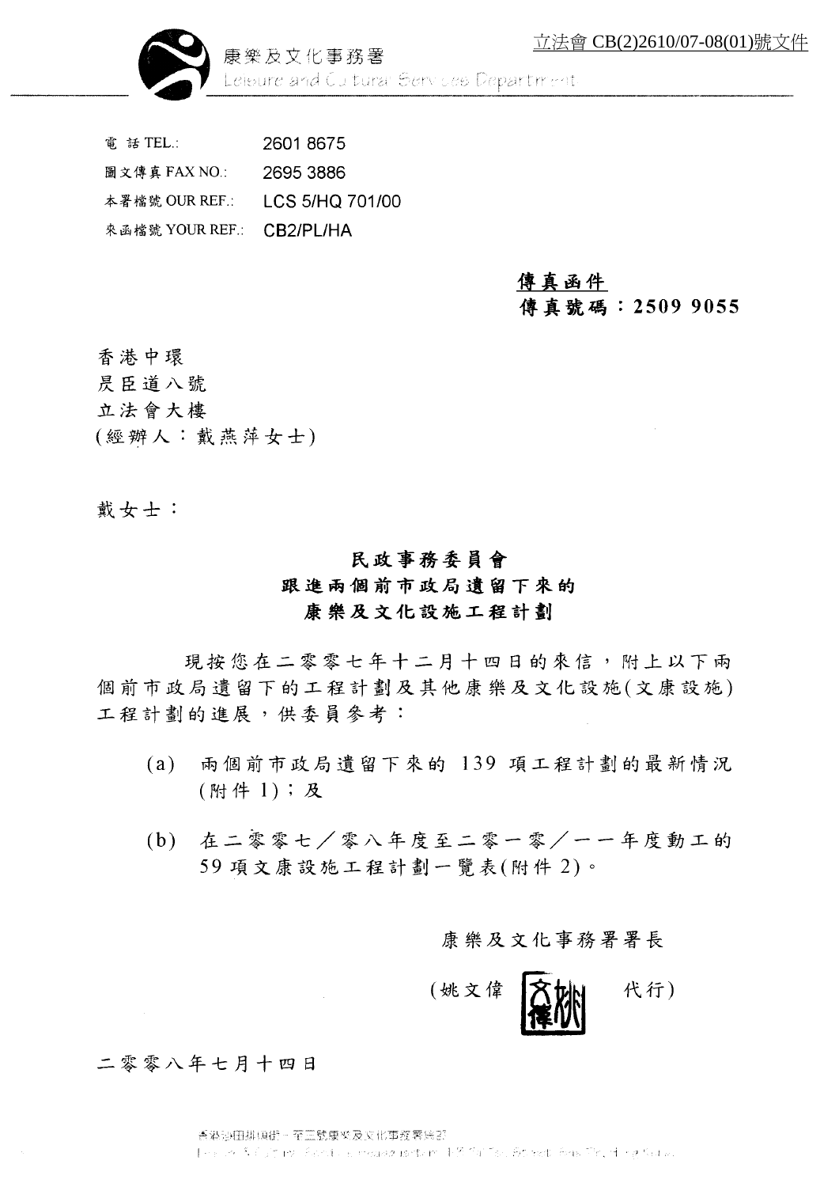立法會 CB(2)2610/07-08(01)號文件

康樂及文化事務署
Leisure and Cultural Services Department

| | |
|---|---|
| 電 話 TEL.: | 2601 8675 |
| 圖文傳真 FAX NO.: | 2695 3886 |
| 本署檔號 OUR REF.: | LCS 5/HQ 701/00 |
| 來函檔號 YOUR REF.: | CB2/PL/HA |

**傳真函件**
**傳真號碼：2509 9055**

香港中環
昃臣道八號
立法會大樓
(經辦人：戴燕萍女士)

戴女士：

**民政事務委員會**
**跟進兩個前市政局遺留下來的**
**康樂及文化設施工程計劃**

現按您在二零零七年十二月十四日的來信，附上以下兩個前市政局遺留下的工程計劃及其他康樂及文化設施(文康設施)工程計劃的進展，供委員參考：

(a) 兩個前市政局遺留下來的 139 項工程計劃的最新情況(附件 1)；及

(b) 在二零零七／零八年度至二零一零／一一年度動工的 59 項文康設施工程計劃一覽表(附件 2)。

康樂及文化事務署署長

(姚文偉 代行)

二零零八年七月十四日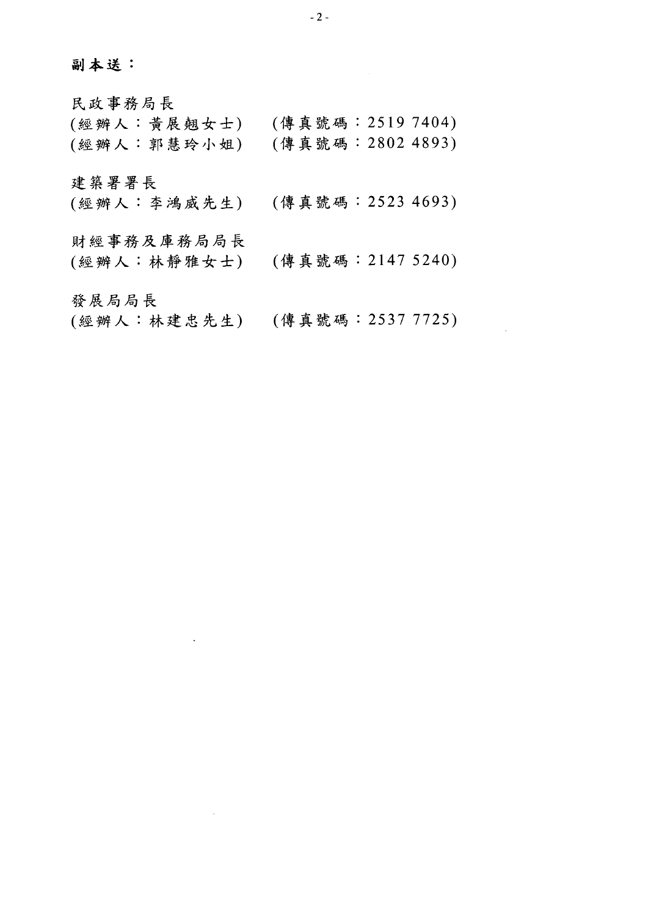**副本送：**

民政事務局長
(經辦人：黃展翹女士)　(傳真號碼：2519 7404)
(經辦人：郭慧玲小姐)　(傳真號碼：2802 4893)

建築署署長
(經辦人：李鴻威先生)　(傳真號碼：2523 4693)

財經事務及庫務局局長
(經辦人：林靜雅女士)　(傳真號碼：2147 5240)

發展局局長
(經辦人：林建忠先生)　(傳真號碼：2537 7725)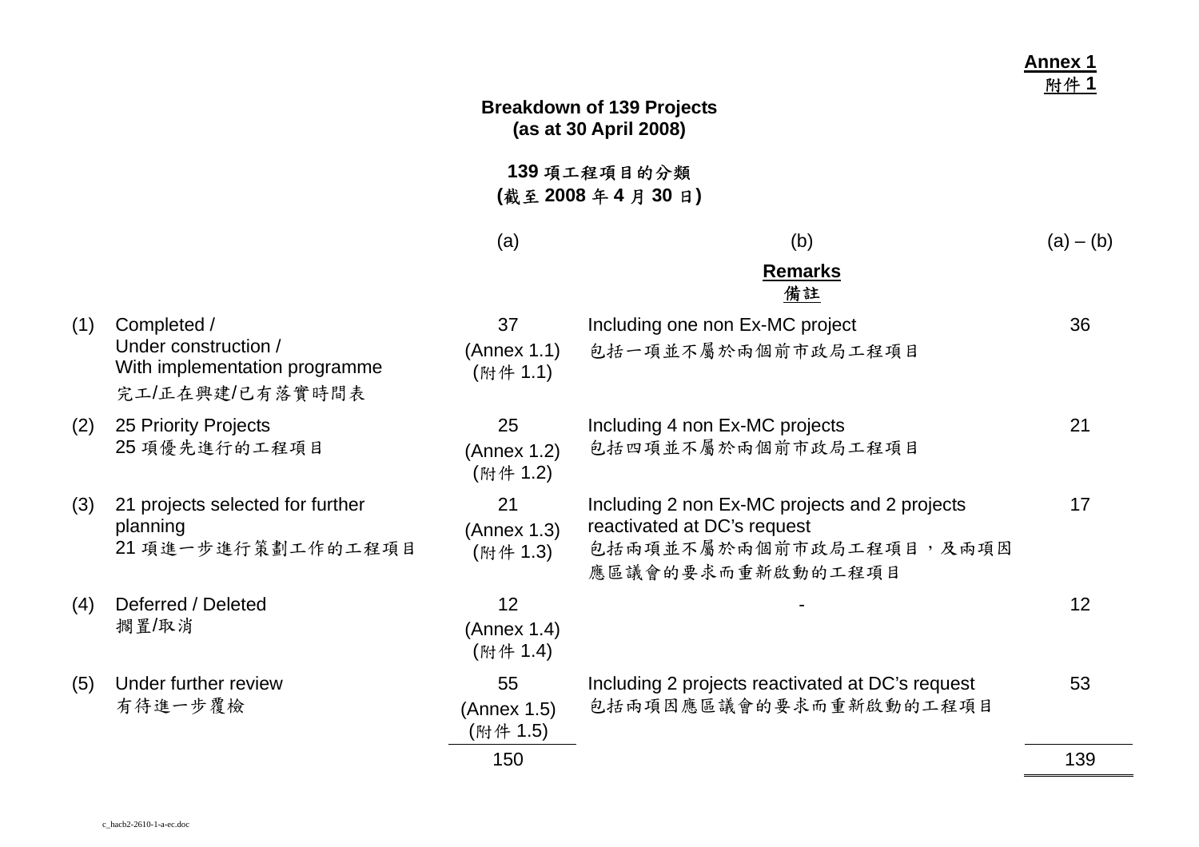**Annex 1**
**附件 1**

## Breakdown of 139 Projects
## (as at 30 April 2008)

## 139 項工程項目的分類
## (截至 2008 年 4 月 30 日)

| | | (a) | (b)<br>**Remarks**<br>**備註** | (a) – (b) |
|---|---|---|---|---|
| (1) | Completed /<br>Under construction /<br>With implementation programme<br>完工/正在興建/已有落實時間表 | 37<br>(Annex 1.1)<br>(附件 1.1) | Including one non Ex-MC project<br>包括一項並不屬於兩個前市政局工程項目 | 36 |
| (2) | 25 Priority Projects<br>25 項優先進行的工程項目 | 25<br>(Annex 1.2)<br>(附件 1.2) | Including 4 non Ex-MC projects<br>包括四項並不屬於兩個前市政局工程項目 | 21 |
| (3) | 21 projects selected for further planning<br>21 項進一步進行策劃工作的工程項目 | 21<br>(Annex 1.3)<br>(附件 1.3) | Including 2 non Ex-MC projects and 2 projects reactivated at DC's request<br>包括兩項並不屬於兩個前市政局工程項目，及兩項因應區議會的要求而重新啟動的工程項目 | 17 |
| (4) | Deferred / Deleted<br>擱置/取消 | 12<br>(Annex 1.4)<br>(附件 1.4) | - | 12 |
| (5) | Under further review<br>有待進一步覆檢 | 55<br>(Annex 1.5)<br>(附件 1.5) | Including 2 projects reactivated at DC's request<br>包括兩項因應區議會的要求而重新啟動的工程項目 | 53 |
| | | 150 | | 139 |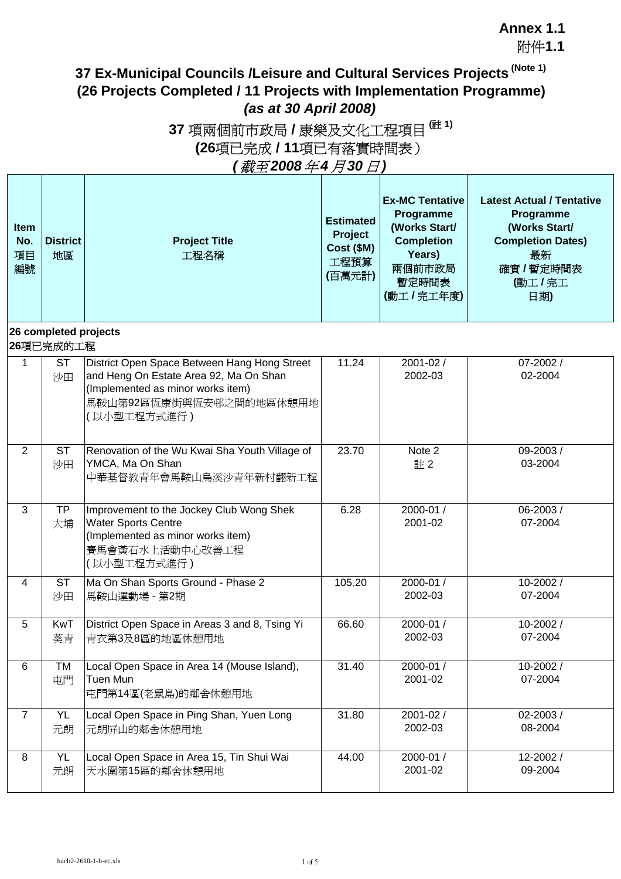**Annex 1.1**
附件**1.1**

# 37 Ex-Municipal Councils /Leisure and Cultural Services Projects (Note 1)
## (26 Projects Completed / 11 Projects with Implementation Programme)
### *(as at 30 April 2008)*

# 37 項兩個前市政局 / 康樂及文化工程項目 (註 1)
## (26項已完成 / 11項已有落實時間表）
### *(截至2008年4月30日)*

| Item No. 項目編號 | District 地區 | Project Title 工程名稱 | Estimated Project Cost ($M) 工程預算 (百萬元計) | Ex-MC Tentative Programme (Works Start/ Completion Years) 兩個前市政局暫定時間表 (動工 / 完工年度) | Latest Actual / Tentative Programme (Works Start/ Completion Dates) 最新確實 / 暫定時間表 (動工 / 完工日期) |
|---|---|---|---|---|---|
| **26 completed projects 26項已完成的工程** | | | | | |
| 1 | ST 沙田 | District Open Space Between Hang Hong Street and Heng On Estate Area 92, Ma On Shan (Implemented as minor works item) 馬鞍山第92區恆康街與恆安邨之間的地區休憩用地 (以小型工程方式進行) | 11.24 | 2001-02 / 2002-03 | 07-2002 / 02-2004 |
| 2 | ST 沙田 | Renovation of the Wu Kwai Sha Youth Village of YMCA, Ma On Shan 中華基督教青年會馬鞍山烏溪沙青年新村翻新工程 | 23.70 | Note 2 註 2 | 09-2003 / 03-2004 |
| 3 | TP 大埔 | Improvement to the Jockey Club Wong Shek Water Sports Centre (Implemented as minor works item) 賽馬會黃石水上活動中心改善工程 (以小型工程方式進行) | 6.28 | 2000-01 / 2001-02 | 06-2003 / 07-2004 |
| 4 | ST 沙田 | Ma On Shan Sports Ground - Phase 2 馬鞍山運動場 - 第2期 | 105.20 | 2000-01 / 2002-03 | 10-2002 / 07-2004 |
| 5 | KwT 葵青 | District Open Space in Areas 3 and 8, Tsing Yi 青衣第3及8區的地區休憩用地 | 66.60 | 2000-01 / 2002-03 | 10-2002 / 07-2004 |
| 6 | TM 屯門 | Local Open Space in Area 14 (Mouse Island), Tuen Mun 屯門第14區(老鼠島)的鄰舍休憩用地 | 31.40 | 2000-01 / 2001-02 | 10-2002 / 07-2004 |
| 7 | YL 元朗 | Local Open Space in Ping Shan, Yuen Long 元朗屏山的鄰舍休憩用地 | 31.80 | 2001-02 / 2002-03 | 02-2003 / 08-2004 |
| 8 | YL 元朗 | Local Open Space in Area 15, Tin Shui Wai 天水圍第15區的鄰舍休憩用地 | 44.00 | 2000-01 / 2001-02 | 12-2002 / 09-2004 |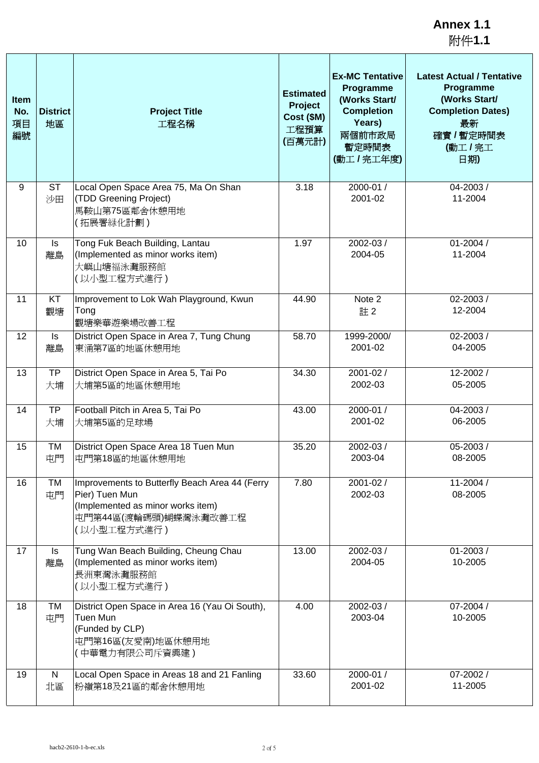**Annex 1.1**
附件**1.1**

| Item No. 項目編號 | District 地區 | Project Title 工程名稱 | Estimated Project Cost ($M) 工程預算 (百萬元計) | Ex-MC Tentative Programme (Works Start/ Completion Years) 兩個前市政局暫定時間表 (動工 / 完工年度) | Latest Actual / Tentative Programme (Works Start/ Completion Dates) 最新確實 / 暫定時間表 (動工 / 完工日期) |
|---|---|---|---|---|---|
| 9 | ST 沙田 | Local Open Space Area 75, Ma On Shan (TDD Greening Project) 馬鞍山第75區鄰舍休憩用地 ( 拓展署綠化計劃 ) | 3.18 | 2000-01 / 2001-02 | 04-2003 / 11-2004 |
| 10 | Is 離島 | Tong Fuk Beach Building, Lantau (Implemented as minor works item) 大嶼山塘福泳灘服務館 ( 以小型工程方式進行 ) | 1.97 | 2002-03 / 2004-05 | 01-2004 / 11-2004 |
| 11 | KT 觀塘 | Improvement to Lok Wah Playground, Kwun Tong 觀塘樂華遊樂場改善工程 | 44.90 | Note 2 註 2 | 02-2003 / 12-2004 |
| 12 | Is 離島 | District Open Space in Area 7, Tung Chung 東涌第7區的地區休憩用地 | 58.70 | 1999-2000/ 2001-02 | 02-2003 / 04-2005 |
| 13 | TP 大埔 | District Open Space in Area 5, Tai Po 大埔第5區的地區休憩用地 | 34.30 | 2001-02 / 2002-03 | 12-2002 / 05-2005 |
| 14 | TP 大埔 | Football Pitch in Area 5, Tai Po 大埔第5區的足球場 | 43.00 | 2000-01 / 2001-02 | 04-2003 / 06-2005 |
| 15 | TM 屯門 | District Open Space Area 18 Tuen Mun 屯門第18區的地區休憩用地 | 35.20 | 2002-03 / 2003-04 | 05-2003 / 08-2005 |
| 16 | TM 屯門 | Improvements to Butterfly Beach Area 44 (Ferry Pier) Tuen Mun (Implemented as minor works item) 屯門第44區(渡輪碼頭)蝴蝶灣泳灘改善工程 ( 以小型工程方式進行 ) | 7.80 | 2001-02 / 2002-03 | 11-2004 / 08-2005 |
| 17 | Is 離島 | Tung Wan Beach Building, Cheung Chau (Implemented as minor works item) 長洲東灣泳灘服務館 ( 以小型工程方式進行 ) | 13.00 | 2002-03 / 2004-05 | 01-2003 / 10-2005 |
| 18 | TM 屯門 | District Open Space in Area 16 (Yau Oi South), Tuen Mun (Funded by CLP) 屯門第16區(友愛南)地區休憩用地 ( 中華電力有限公司斥資興建 ) | 4.00 | 2002-03 / 2003-04 | 07-2004 / 10-2005 |
| 19 | N 北區 | Local Open Space in Areas 18 and 21 Fanling 粉嶺第18及21區的鄰舍休憩用地 | 33.60 | 2000-01 / 2001-02 | 07-2002 / 11-2005 |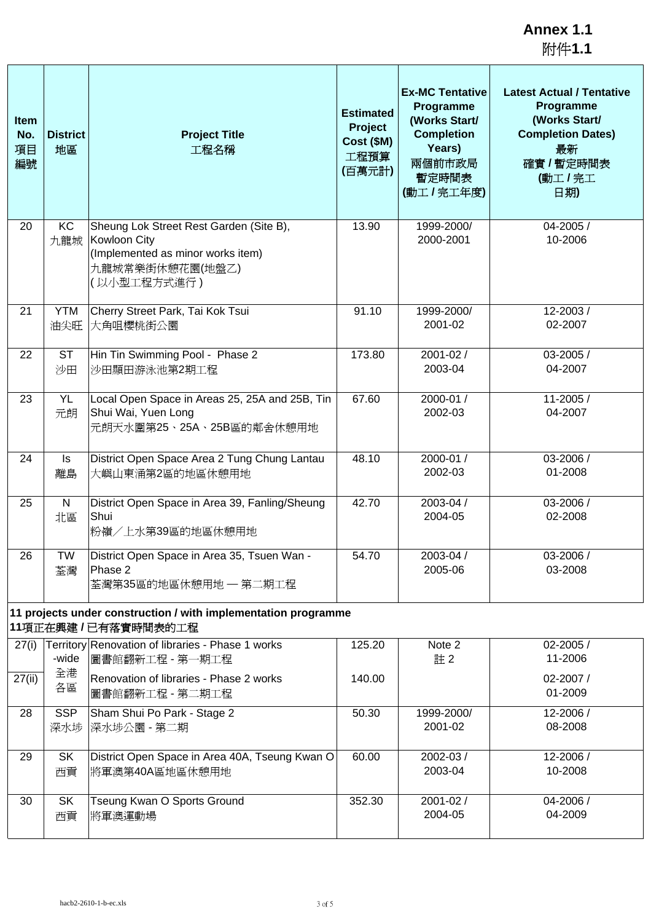**Annex 1.1**
附件**1.1**

| Item No. 項目編號 | District 地區 | Project Title 工程名稱 | Estimated Project Cost ($M) 工程預算 (百萬元計) | Ex-MC Tentative Programme (Works Start/ Completion Years) 兩個前市政局暫定時間表 (動工 / 完工年度) | Latest Actual / Tentative Programme (Works Start/ Completion Dates) 最新確實 / 暫定時間表 (動工 / 完工日期) |
|---|---|---|---|---|---|
| 20 | KC 九龍城 | Sheung Lok Street Rest Garden (Site B), Kowloon City (Implemented as minor works item) 九龍城常樂街休憩花園(地盤乙) ( 以小型工程方式進行 ) | 13.90 | 1999-2000/ 2000-2001 | 04-2005 / 10-2006 |
| 21 | YTM 油尖旺 | Cherry Street Park, Tai Kok Tsui 大角咀櫻桃街公園 | 91.10 | 1999-2000/ 2001-02 | 12-2003 / 02-2007 |
| 22 | ST 沙田 | Hin Tin Swimming Pool - Phase 2 沙田顯田游泳池第2期工程 | 173.80 | 2001-02 / 2003-04 | 03-2005 / 04-2007 |
| 23 | YL 元朗 | Local Open Space in Areas 25, 25A and 25B, Tin Shui Wai, Yuen Long 元朗天水圍第25、25A、25B區的鄰舍休憩用地 | 67.60 | 2000-01 / 2002-03 | 11-2005 / 04-2007 |
| 24 | Is 離島 | District Open Space Area 2 Tung Chung Lantau 大嶼山東涌第2區的地區休憩用地 | 48.10 | 2000-01 / 2002-03 | 03-2006 / 01-2008 |
| 25 | N 北區 | District Open Space in Area 39, Fanling/Sheung Shui 粉嶺／上水第39區的地區休憩用地 | 42.70 | 2003-04 / 2004-05 | 03-2006 / 02-2008 |
| 26 | TW 荃灣 | District Open Space in Area 35, Tsuen Wan - Phase 2 荃灣第35區的地區休憩用地 — 第二期工程 | 54.70 | 2003-04 / 2005-06 | 03-2006 / 03-2008 |
| **11 projects under construction / with implementation programme 11項正在興建 / 已有落實時間表的工程** | | | | | |
| 27(i) | Territory-wide 全港各區 | Renovation of libraries - Phase 1 works 圖書館翻新工程 - 第一期工程 | 125.20 | Note 2 註 2 | 02-2005 / 11-2006 |
| 27(ii) | | Renovation of libraries - Phase 2 works 圖書館翻新工程 - 第二期工程 | 140.00 | | 02-2007 / 01-2009 |
| 28 | SSP 深水埗 | Sham Shui Po Park - Stage 2 深水埗公園 - 第二期 | 50.30 | 1999-2000/ 2001-02 | 12-2006 / 08-2008 |
| 29 | SK 西貢 | District Open Space in Area 40A, Tseung Kwan O 將軍澳第40A區地區休憩用地 | 60.00 | 2002-03 / 2003-04 | 12-2006 / 10-2008 |
| 30 | SK 西貢 | Tseung Kwan O Sports Ground 將軍澳運動場 | 352.30 | 2001-02 / 2004-05 | 04-2006 / 04-2009 |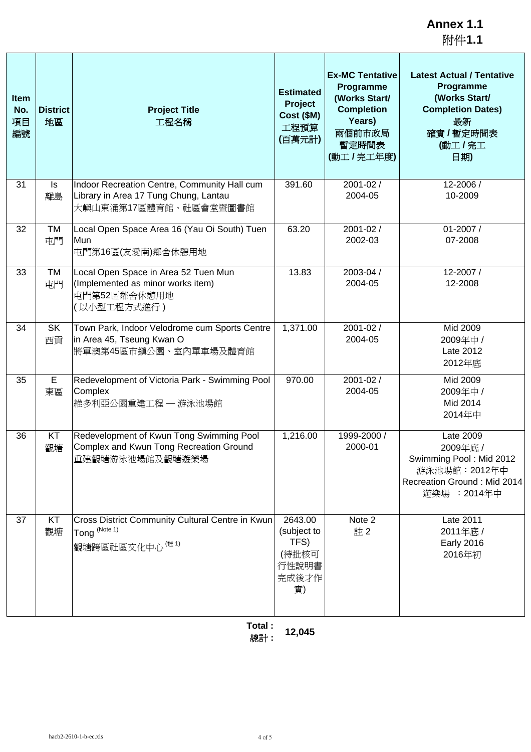**Annex 1.1**
附件**1.1**

| Item No. 項目編號 | District 地區 | Project Title 工程名稱 | Estimated Project Cost ($M) 工程預算 (百萬元計) | Ex-MC Tentative Programme (Works Start/ Completion Years) 兩個前市政局暫定時間表 (動工 / 完工年度) | Latest Actual / Tentative Programme (Works Start/ Completion Dates) 最新確實 / 暫定時間表 (動工 / 完工日期) |
|---|---|---|---|---|---|
| 31 | Is 離島 | Indoor Recreation Centre, Community Hall cum Library in Area 17 Tung Chung, Lantau 大嶼山東涌第17區體育館、社區會堂暨圖書館 | 391.60 | 2001-02 / 2004-05 | 12-2006 / 10-2009 |
| 32 | TM 屯門 | Local Open Space Area 16 (Yau Oi South) Tuen Mun 屯門第16區(友愛南)鄰舍休憩用地 | 63.20 | 2001-02 / 2002-03 | 01-2007 / 07-2008 |
| 33 | TM 屯門 | Local Open Space in Area 52 Tuen Mun (Implemented as minor works item) 屯門第52區鄰舍休憩用地 (以小型工程方式進行) | 13.83 | 2003-04 / 2004-05 | 12-2007 / 12-2008 |
| 34 | SK 西貢 | Town Park, Indoor Velodrome cum Sports Centre in Area 45, Tseung Kwan O 將軍澳第45區市鎮公園、室內單車場及體育館 | 1,371.00 | 2001-02 / 2004-05 | Mid 2009 2009年中 / Late 2012 2012年底 |
| 35 | E 東區 | Redevelopment of Victoria Park - Swimming Pool Complex 維多利亞公園重建工程 — 游泳池場館 | 970.00 | 2001-02 / 2004-05 | Mid 2009 2009年中 / Mid 2014 2014年中 |
| 36 | KT 觀塘 | Redevelopment of Kwun Tong Swimming Pool Complex and Kwun Tong Recreation Ground 重建觀塘游泳池場館及觀塘遊樂場 | 1,216.00 | 1999-2000 / 2000-01 | Late 2009 2009年底 / Swimming Pool : Mid 2012 游泳池場館：2012年中 Recreation Ground : Mid 2014 遊樂場 ：2014年中 |
| 37 | KT 觀塘 | Cross District Community Cultural Centre in Kwun Tong (Note 1) 觀塘跨區社區文化中心 (註 1) | 2643.00 (subject to TFS) (待批核可行性說明書完成後才作實) | Note 2 註 2 | Late 2011 2011年底 / Early 2016 2016年初 |

**Total :** **總計 :** **12,045**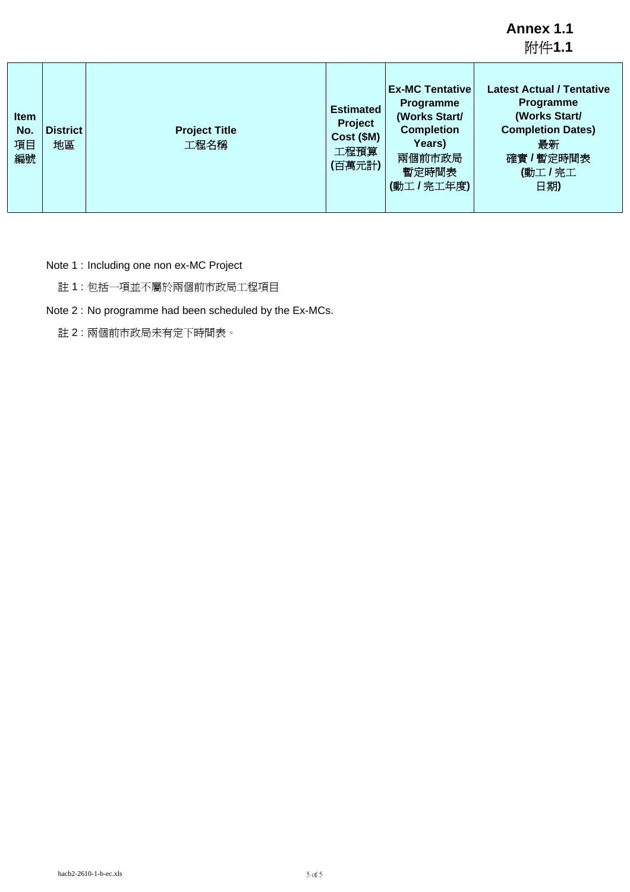**Annex 1.1**
附件**1.1**

| Item No. 項目編號 | District 地區 | Project Title 工程名稱 | Estimated Project Cost ($M) 工程預算 (百萬元計) | Ex-MC Tentative Programme (Works Start/ Completion Years) 兩個前市政局暫定時間表 (動工 / 完工年度) | Latest Actual / Tentative Programme (Works Start/ Completion Dates) 最新確實 / 暫定時間表 (動工 / 完工日期) |
|---|---|---|---|---|---|

Note 1 : Including one non ex-MC Project

註 1 : 包括一項並不屬於兩個前市政局工程項目

Note 2 : No programme had been scheduled by the Ex-MCs.

註 2 : 兩個前市政局未有定下時間表。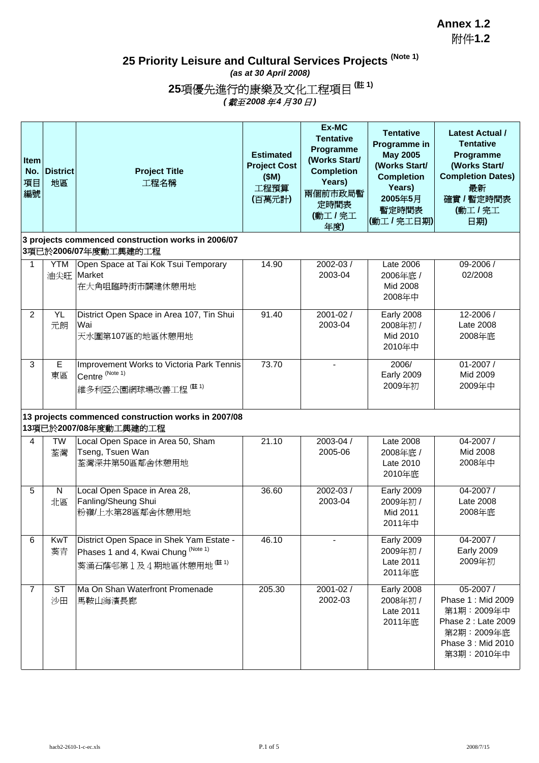**Annex 1.2**
附件**1.2**

## 25 Priority Leisure and Cultural Services Projects (Note 1)

*(as at 30 April 2008)*

## 25項優先進行的康樂及文化工程項目 (註 1)

*(截至2008年4月30日)*

| Item No. 項目編號 | District 地區 | Project Title 工程名稱 | Estimated Project Cost ($M) 工程預算 (百萬元計) | Ex-MC Tentative Programme (Works Start/ Completion Years) 兩個前市政局暫定時間表 (動工 / 完工年度) | Tentative Programme in May 2005 (Works Start/ Completion Years) 2005年5月暫定時間表 (動工 / 完工日期) | Latest Actual / Tentative Programme (Works Start/ Completion Dates) 最新確實 / 暫定時間表 (動工 / 完工日期) |
|---|---|---|---|---|---|---|
| **3 projects commenced construction works in 2006/07 3項已於2006/07年度動工興建的工程** | | | | | | |
| 1 | YTM 油尖旺 | Open Space at Tai Kok Tsui Temporary Market 在大角咀臨時街市闢建休憩用地 | 14.90 | 2002-03 / 2003-04 | Late 2006 2006年底 / Mid 2008 2008年中 | 09-2006 / 02/2008 |
| 2 | YL 元朗 | District Open Space in Area 107, Tin Shui Wai 天水圍第107區的地區休憩用地 | 91.40 | 2001-02 / 2003-04 | Early 2008 2008年初 / Mid 2010 2010年中 | 12-2006 / Late 2008 2008年底 |
| 3 | E 東區 | Improvement Works to Victoria Park Tennis Centre (Note 1) 維多利亞公園網球場改善工程 (註 1) | 73.70 | - | 2006/ Early 2009 2009年初 | 01-2007 / Mid 2009 2009年中 |
| **13 projects commenced construction works in 2007/08 13項已於2007/08年度動工興建的工程** | | | | | | |
| 4 | TW 荃灣 | Local Open Space in Area 50, Sham Tseng, Tsuen Wan 荃灣深井第50區鄰舍休憩用地 | 21.10 | 2003-04 / 2005-06 | Late 2008 2008年底 / Late 2010 2010年底 | 04-2007 / Mid 2008 2008年中 |
| 5 | N 北區 | Local Open Space in Area 28, Fanling/Sheung Shui 粉嶺/上水第28區鄰舍休憩用地 | 36.60 | 2002-03 / 2003-04 | Early 2009 2009年初 / Mid 2011 2011年中 | 04-2007 / Late 2008 2008年底 |
| 6 | KwT 葵青 | District Open Space in Shek Yam Estate - Phases 1 and 4, Kwai Chung (Note 1) 葵涌石蔭邨第１及４期地區休憩用地 (註 1) | 46.10 | - | Early 2009 2009年初 / Late 2011 2011年底 | 04-2007 / Early 2009 2009年初 |
| 7 | ST 沙田 | Ma On Shan Waterfront Promenade 馬鞍山海濱長廊 | 205.30 | 2001-02 / 2002-03 | Early 2008 2008年初 / Late 2011 2011年底 | 05-2007 / Phase 1 : Mid 2009 第1期：2009年中 Phase 2 : Late 2009 第2期：2009年底 Phase 3 : Mid 2010 第3期：2010年中 |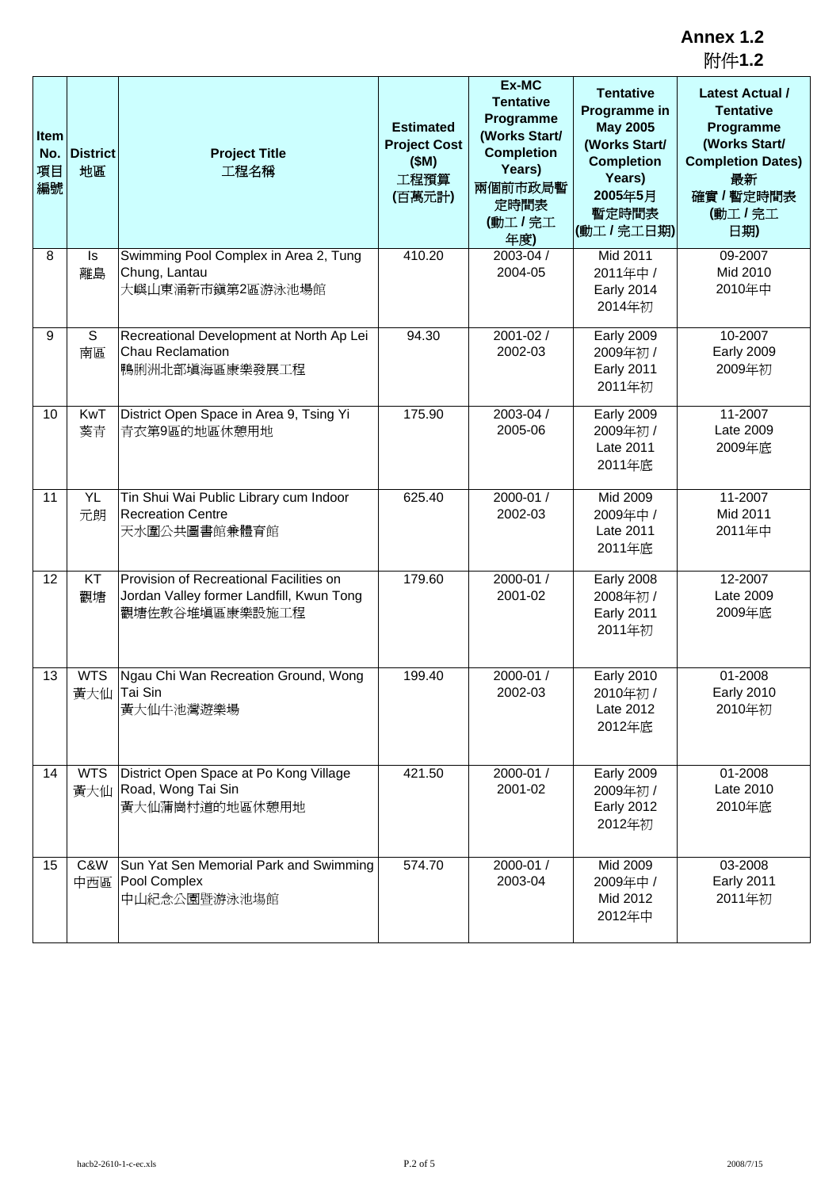**Annex 1.2**
附件**1.2**

| Item No. 項目編號 | District 地區 | Project Title 工程名稱 | Estimated Project Cost ($M) 工程預算 (百萬元計) | Ex-MC Tentative Programme (Works Start/ Completion Years) 兩個前市政局暫定時間表 (動工 / 完工年度) | Tentative Programme in May 2005 (Works Start/ Completion Years) 2005年5月暫定時間表 (動工 / 完工日期) | Latest Actual / Tentative Programme (Works Start/ Completion Dates) 最新確實 / 暫定時間表 (動工 / 完工日期) |
|---|---|---|---|---|---|---|
| 8 | Is 離島 | Swimming Pool Complex in Area 2, Tung Chung, Lantau 大嶼山東涌新市鎮第2區游泳池場館 | 410.20 | 2003-04 / 2004-05 | Mid 2011 2011年中 / Early 2014 2014年初 | 09-2007 Mid 2010 2010年中 |
| 9 | S 南區 | Recreational Development at North Ap Lei Chau Reclamation 鴨脷洲北部填海區康樂發展工程 | 94.30 | 2001-02 / 2002-03 | Early 2009 2009年初 / Early 2011 2011年初 | 10-2007 Early 2009 2009年初 |
| 10 | KwT 葵青 | District Open Space in Area 9, Tsing Yi 青衣第9區的地區休憩用地 | 175.90 | 2003-04 / 2005-06 | Early 2009 2009年初 / Late 2011 2011年底 | 11-2007 Late 2009 2009年底 |
| 11 | YL 元朗 | Tin Shui Wai Public Library cum Indoor Recreation Centre 天水圍公共圖書館兼體育館 | 625.40 | 2000-01 / 2002-03 | Mid 2009 2009年中 / Late 2011 2011年底 | 11-2007 Mid 2011 2011年中 |
| 12 | KT 觀塘 | Provision of Recreational Facilities on Jordan Valley former Landfill, Kwun Tong 觀塘佐敦谷堆填區康樂設施工程 | 179.60 | 2000-01 / 2001-02 | Early 2008 2008年初 / Early 2011 2011年初 | 12-2007 Late 2009 2009年底 |
| 13 | WTS 黃大仙 | Ngau Chi Wan Recreation Ground, Wong Tai Sin 黃大仙牛池灣遊樂場 | 199.40 | 2000-01 / 2002-03 | Early 2010 2010年初 / Late 2012 2012年底 | 01-2008 Early 2010 2010年初 |
| 14 | WTS 黃大仙 | District Open Space at Po Kong Village Road, Wong Tai Sin 黃大仙蒲崗村道的地區休憩用地 | 421.50 | 2000-01 / 2001-02 | Early 2009 2009年初 / Early 2012 2012年初 | 01-2008 Late 2010 2010年底 |
| 15 | C&W 中西區 | Sun Yat Sen Memorial Park and Swimming Pool Complex 中山紀念公園暨游泳池場館 | 574.70 | 2000-01 / 2003-04 | Mid 2009 2009年中 / Mid 2012 2012年中 | 03-2008 Early 2011 2011年初 |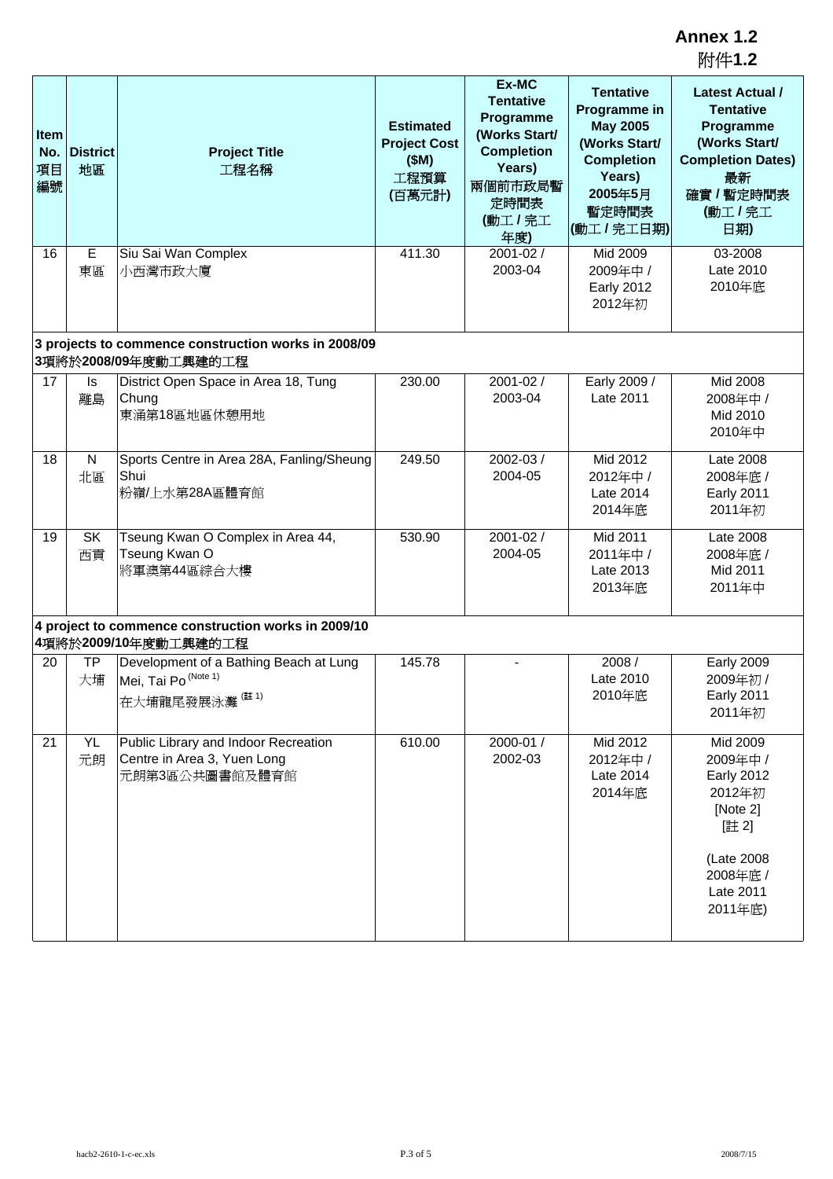**Annex 1.2**
附件**1.2**

| Item No. 項目編號 | District 地區 | Project Title 工程名稱 | Estimated Project Cost ($M) 工程預算 (百萬元計) | Ex-MC Tentative Programme (Works Start/ Completion Years) 兩個前市政局暫定時間表 (動工 / 完工年度) | Tentative Programme in May 2005 (Works Start/ Completion Years) 2005年5月暫定時間表 (動工 / 完工日期) | Latest Actual / Tentative Programme (Works Start/ Completion Dates) 最新確實 / 暫定時間表 (動工 / 完工日期) |
|---|---|---|---|---|---|---|
| 16 | E 東區 | Siu Sai Wan Complex 小西灣市政大廈 | 411.30 | 2001-02 / 2003-04 | Mid 2009 2009年中 / Early 2012 2012年初 | 03-2008 Late 2010 2010年底 |
| **3 projects to commence construction works in 2008/09 3項將於2008/09年度動工興建的工程** | | | | | | |
| 17 | Is 離島 | District Open Space in Area 18, Tung Chung 東涌第18區地區休憩用地 | 230.00 | 2001-02 / 2003-04 | Early 2009 / Late 2011 | Mid 2008 2008年中 / Mid 2010 2010年中 |
| 18 | N 北區 | Sports Centre in Area 28A, Fanling/Sheung Shui 粉嶺/上水第28A區體育館 | 249.50 | 2002-03 / 2004-05 | Mid 2012 2012年中 / Late 2014 2014年底 | Late 2008 2008年底 / Early 2011 2011年初 |
| 19 | SK 西貢 | Tseung Kwan O Complex in Area 44, Tseung Kwan O 將軍澳第44區綜合大樓 | 530.90 | 2001-02 / 2004-05 | Mid 2011 2011年中 / Late 2013 2013年底 | Late 2008 2008年底 / Mid 2011 2011年中 |
| **4 project to commence construction works in 2009/10 4項將於2009/10年度動工興建的工程** | | | | | | |
| 20 | TP 大埔 | Development of a Bathing Beach at Lung Mei, Tai Po (Note 1) 在大埔龍尾發展泳灘 (註 1) | 145.78 | - | 2008 / Late 2010 2010年底 | Early 2009 2009年初 / Early 2011 2011年初 |
| 21 | YL 元朗 | Public Library and Indoor Recreation Centre in Area 3, Yuen Long 元朗第3區公共圖書館及體育館 | 610.00 | 2000-01 / 2002-03 | Mid 2012 2012年中 / Late 2014 2014年底 | Mid 2009 2009年中 / Early 2012 2012年初 [Note 2] [註 2] (Late 2008 2008年底 / Late 2011 2011年底) |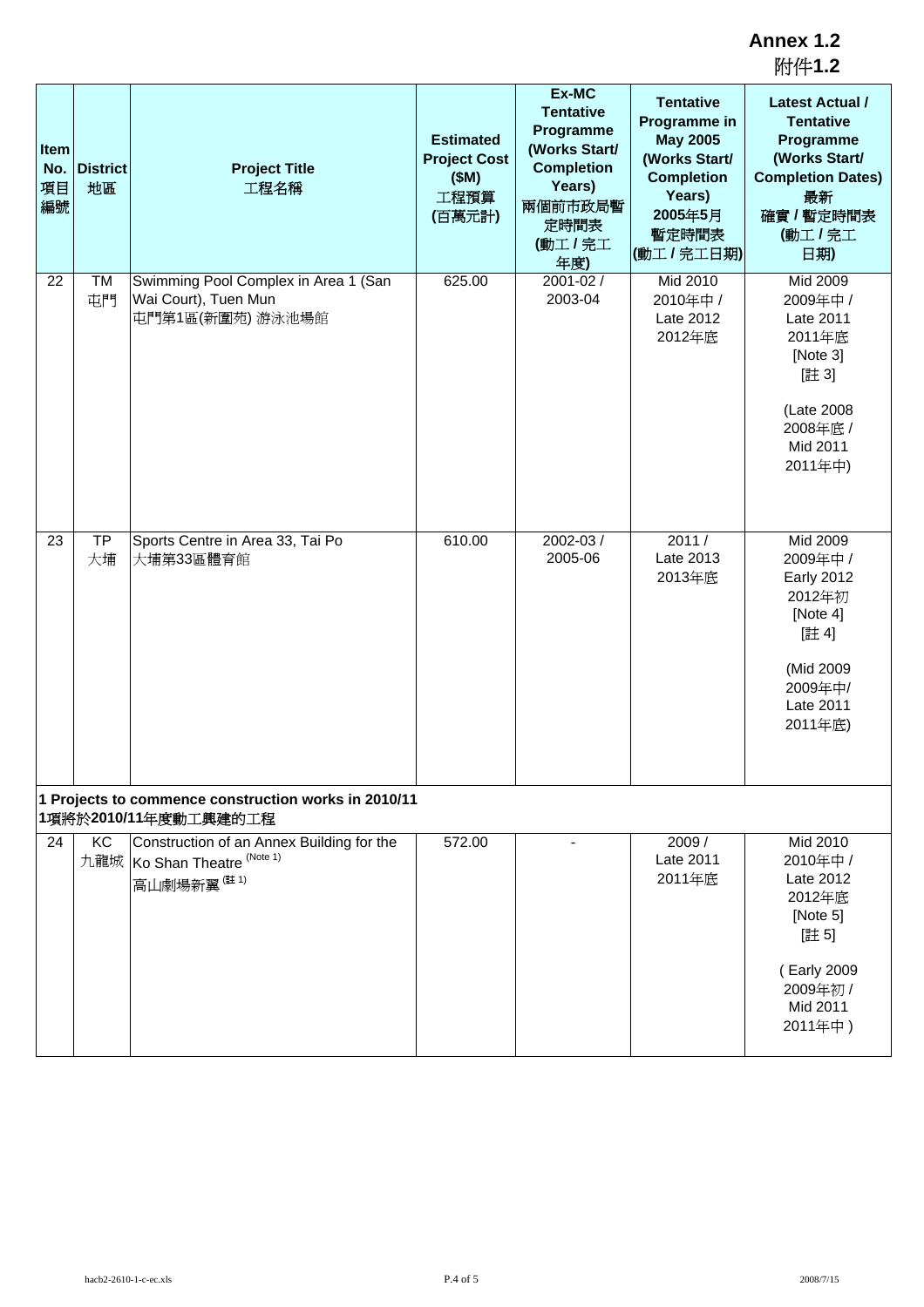**Annex 1.2**
附件**1.2**

| Item No. 項目編號 | District 地區 | Project Title 工程名稱 | Estimated Project Cost ($M) 工程預算 (百萬元計) | Ex-MC Tentative Programme (Works Start/ Completion Years) 兩個前市政局暫定時間表 (動工 / 完工年度) | Tentative Programme in May 2005 (Works Start/ Completion Years) 2005年5月暫定時間表 (動工 / 完工日期) | Latest Actual / Tentative Programme (Works Start/ Completion Dates) 最新確實 / 暫定時間表 (動工 / 完工日期) |
|---|---|---|---|---|---|---|
| 22 | TM 屯門 | Swimming Pool Complex in Area 1 (San Wai Court), Tuen Mun 屯門第1區(新圍苑) 游泳池場館 | 625.00 | 2001-02 / 2003-04 | Mid 2010 2010年中 / Late 2012 2012年底 | Mid 2009 2009年中 / Late 2011 2011年底 [Note 3] [註 3] (Late 2008 2008年底 / Mid 2011 2011年中) |
| 23 | TP 大埔 | Sports Centre in Area 33, Tai Po 大埔第33區體育館 | 610.00 | 2002-03 / 2005-06 | 2011 / Late 2013 2013年底 | Mid 2009 2009年中 / Early 2012 2012年初 [Note 4] [註 4] (Mid 2009 2009年中/ Late 2011 2011年底) |
| **1 Projects to commence construction works in 2010/11** **1項將於2010/11年度動工興建的工程** | | | | | | |
| 24 | KC 九龍城 | Construction of an Annex Building for the Ko Shan Theatre (Note 1) 高山劇場新翼 (註 1) | 572.00 | - | 2009 / Late 2011 2011年底 | Mid 2010 2010年中 / Late 2012 2012年底 [Note 5] [註 5] ( Early 2009 2009年初 / Mid 2011 2011年中 ) |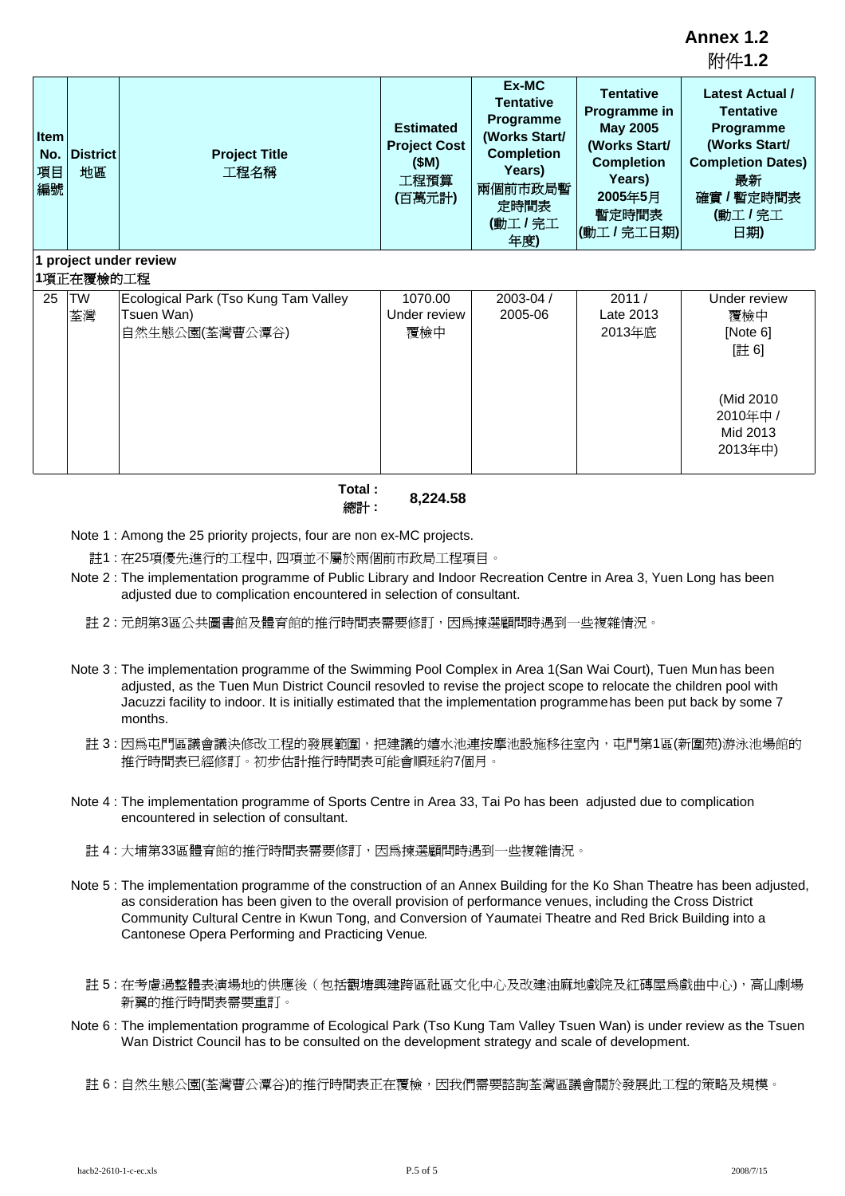**Annex 1.2**
**附件1.2**

| Item No. 項目編號 | District 地區 | Project Title 工程名稱 | Estimated Project Cost ($M) 工程預算 (百萬元計) | Ex-MC Tentative Programme (Works Start/ Completion Years) 兩個前市政局暫定時間表 (動工 / 完工年度) | Tentative Programme in May 2005 (Works Start/ Completion Years) 2005年5月暫定時間表 (動工 / 完工日期) | Latest Actual / Tentative Programme (Works Start/ Completion Dates) 最新確實 / 暫定時間表 (動工 / 完工日期) |
|---|---|---|---|---|---|---|
| **1 project under review** **1項正在覆檢的工程** | | | | | | |
| 25 | TW 荃灣 | Ecological Park (Tso Kung Tam Valley Tsuen Wan) 自然生態公園(荃灣曹公潭谷) | 1070.00 Under review 覆檢中 | 2003-04 / 2005-06 | 2011 / Late 2013 2013年底 | Under review 覆檢中 [Note 6] [註 6] (Mid 2010 2010年中 / Mid 2013 2013年中) |
| | | **Total : 總計 :** | **8,224.58** | | | |

Note 1 : Among the 25 priority projects, four are non ex-MC projects.

註1 : 在25項優先進行的工程中, 四項並不屬於兩個前市政局工程項目。

Note 2 : The implementation programme of Public Library and Indoor Recreation Centre in Area 3, Yuen Long has been adjusted due to complication encountered in selection of consultant.

註 2 : 元朗第3區公共圖書館及體育館的推行時間表需要修訂，因爲揀選顧問時遇到一些複雜情況。

Note 3 : The implementation programme of the Swimming Pool Complex in Area 1(San Wai Court), Tuen Mun has been adjusted, as the Tuen Mun District Council resovled to revise the project scope to relocate the children pool with Jacuzzi facility to indoor. It is initially estimated that the implementation programme has been put back by some 7 months.

註 3 : 因爲屯門區議會議決修改工程的發展範圍，把建議的嬉水池連按摩池設施移往室內，屯門第1區(新圍苑)游泳池場館的推行時間表已經修訂。初步估計推行時間表可能會順延約7個月。

Note 4 : The implementation programme of Sports Centre in Area 33, Tai Po has been adjusted due to complication encountered in selection of consultant.

註 4 : 大埔第33區體育館的推行時間表需要修訂，因爲揀選顧問時遇到一些複雜情況。

Note 5 : The implementation programme of the construction of an Annex Building for the Ko Shan Theatre has been adjusted, as consideration has been given to the overall provision of performance venues, including the Cross District Community Cultural Centre in Kwun Tong, and Conversion of Yaumatei Theatre and Red Brick Building into a Cantonese Opera Performing and Practicing Venue.

註 5 : 在考慮過整體表演場地的供應後（包括觀塘興建跨區社區文化中心及改建油麻地戲院及紅磚屋爲戲曲中心)，高山劇場新翼的推行時間表需要重訂。

Note 6 : The implementation programme of Ecological Park (Tso Kung Tam Valley Tsuen Wan) is under review as the Tsuen Wan District Council has to be consulted on the development strategy and scale of development.

註 6 : 自然生態公園(荃灣曹公潭谷)的推行時間表正在覆檢，因我們需要諮詢荃灣區議會關於發展此工程的策略及規模。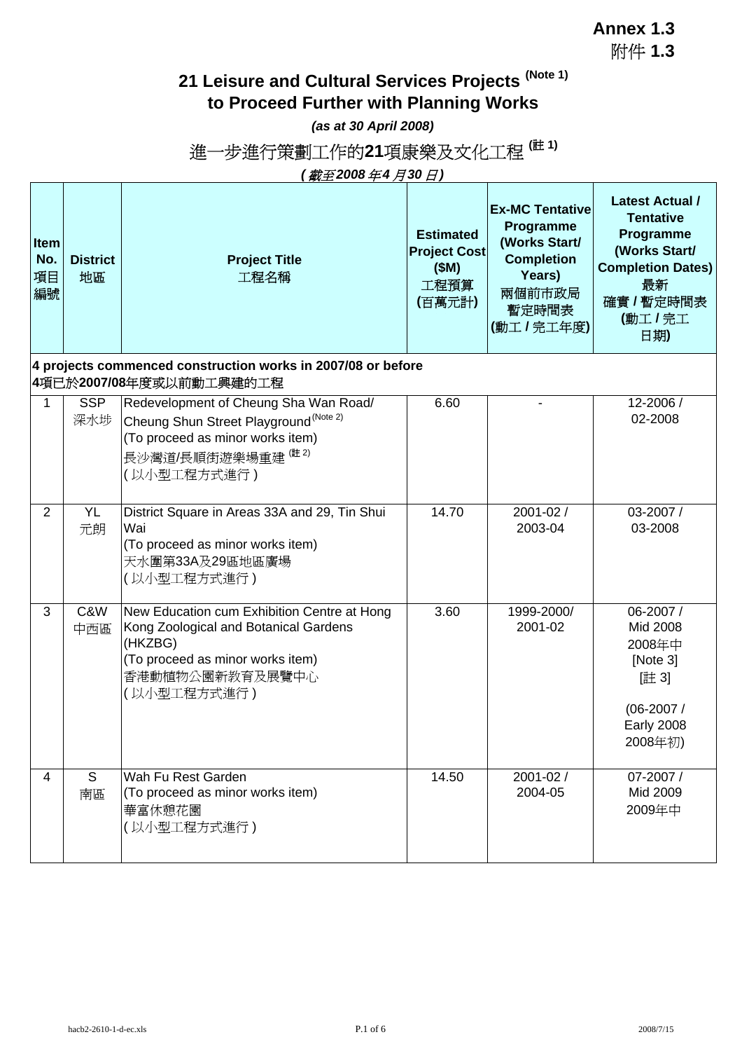**Annex 1.3**
附件 **1.3**

# 21 Leisure and Cultural Services Projects [Note 1] to Proceed Further with Planning Works

***(as at 30 April 2008)***

# 進一步進行策劃工作的21項康樂及文化工程 [註 1]

***(截至2008 年4 月30 日)***

| Item No. 項目編號 | District 地區 | Project Title 工程名稱 | Estimated Project Cost ($M) 工程預算 (百萬元計) | Ex-MC Tentative Programme (Works Start/ Completion Years) 兩個前市政局暫定時間表 (動工 / 完工年度) | Latest Actual / Tentative Programme (Works Start/ Completion Dates) 最新確實 / 暫定時間表 (動工 / 完工日期) |
|---|---|---|---|---|---|
| **4 projects commenced construction works in 2007/08 or before** **4項已於2007/08年度或以前動工興建的工程** | | | | | |
| 1 | SSP 深水埗 | Redevelopment of Cheung Sha Wan Road/ Cheung Shun Street Playground [Note 2] (To proceed as minor works item) 長沙灣道/長順街遊樂場重建 [註 2] (以小型工程方式進行) | 6.60 | - | 12-2006 / 02-2008 |
| 2 | YL 元朗 | District Square in Areas 33A and 29, Tin Shui Wai (To proceed as minor works item) 天水圍第33A及29區地區廣場 (以小型工程方式進行) | 14.70 | 2001-02 / 2003-04 | 03-2007 / 03-2008 |
| 3 | C&W 中西區 | New Education cum Exhibition Centre at Hong Kong Zoological and Botanical Gardens (HKZBG) (To proceed as minor works item) 香港動植物公園新教育及展覽中心 (以小型工程方式進行) | 3.60 | 1999-2000/ 2001-02 | 06-2007 / Mid 2008 2008年中 [Note 3] [註 3] (06-2007 / Early 2008 2008年初) |
| 4 | S 南區 | Wah Fu Rest Garden (To proceed as minor works item) 華富休憩花園 (以小型工程方式進行) | 14.50 | 2001-02 / 2004-05 | 07-2007 / Mid 2009 2009年中 |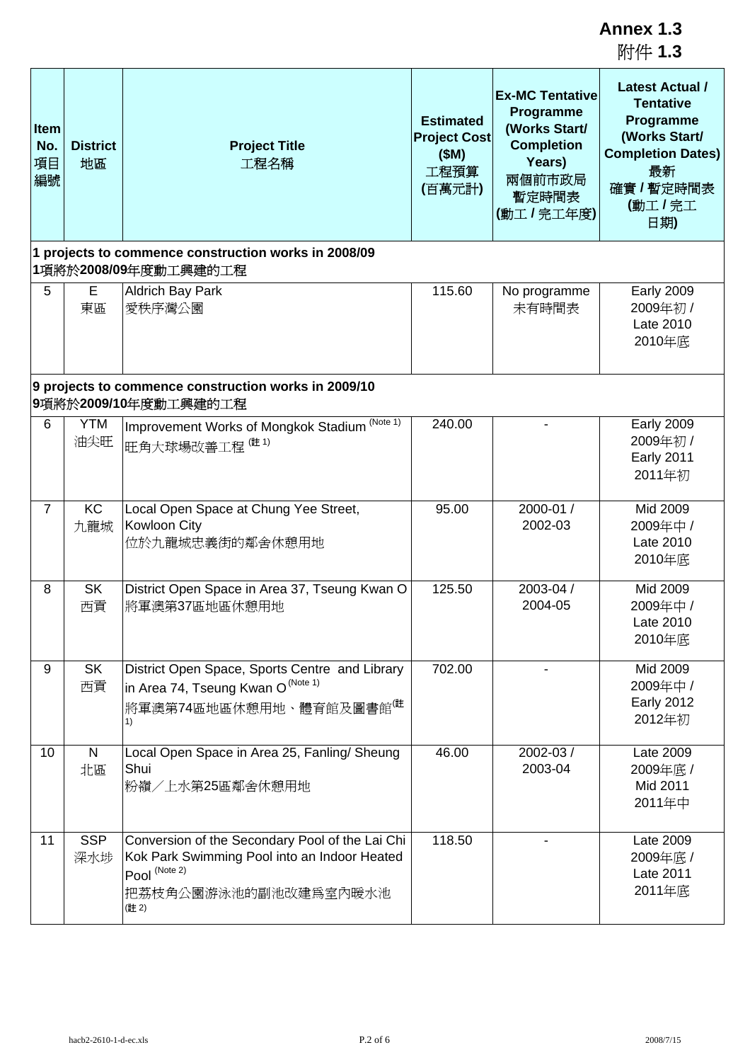**Annex 1.3**
附件 **1.3**

| Item No. 項目編號 | District 地區 | Project Title 工程名稱 | Estimated Project Cost ($M) 工程預算 (百萬元計) | Ex-MC Tentative Programme (Works Start/ Completion Years) 兩個前市政局暫定時間表 (動工 / 完工年度) | Latest Actual / Tentative Programme (Works Start/ Completion Dates) 最新確實 / 暫定時間表 (動工 / 完工日期) |
|---|---|---|---|---|---|
| **1 projects to commence construction works in 2008/09**<br>**1項將於2008/09年度動工興建的工程** | | | | | |
| 5 | E<br>東區 | Aldrich Bay Park<br>愛秩序灣公園 | 115.60 | No programme<br>未有時間表 | Early 2009<br>2009年初 /<br>Late 2010<br>2010年底 |
| **9 projects to commence construction works in 2009/10**<br>**9項將於2009/10年度動工興建的工程** | | | | | |
| 6 | YTM<br>油尖旺 | Improvement Works of Mongkok Stadium (Note 1)<br>旺角大球場改善工程 (註 1) | 240.00 | - | Early 2009<br>2009年初 /<br>Early 2011<br>2011年初 |
| 7 | KC<br>九龍城 | Local Open Space at Chung Yee Street, Kowloon City<br>位於九龍城忠義街的鄰舍休憩用地 | 95.00 | 2000-01 /<br>2002-03 | Mid 2009<br>2009年中 /<br>Late 2010<br>2010年底 |
| 8 | SK<br>西貢 | District Open Space in Area 37, Tseung Kwan O<br>將軍澳第37區地區休憩用地 | 125.50 | 2003-04 /<br>2004-05 | Mid 2009<br>2009年中 /<br>Late 2010<br>2010年底 |
| 9 | SK<br>西貢 | District Open Space, Sports Centre and Library in Area 74, Tseung Kwan O (Note 1)<br>將軍澳第74區地區休憩用地、體育館及圖書館(註 1) | 702.00 | - | Mid 2009<br>2009年中 /<br>Early 2012<br>2012年初 |
| 10 | N<br>北區 | Local Open Space in Area 25, Fanling/ Sheung Shui<br>粉嶺／上水第25區鄰舍休憩用地 | 46.00 | 2002-03 /<br>2003-04 | Late 2009<br>2009年底 /<br>Mid 2011<br>2011年中 |
| 11 | SSP<br>深水埗 | Conversion of the Secondary Pool of the Lai Chi Kok Park Swimming Pool into an Indoor Heated Pool (Note 2)<br>把荔枝角公園游泳池的副池改建爲室內暖水池 (註 2) | 118.50 | - | Late 2009<br>2009年底 /<br>Late 2011<br>2011年底 |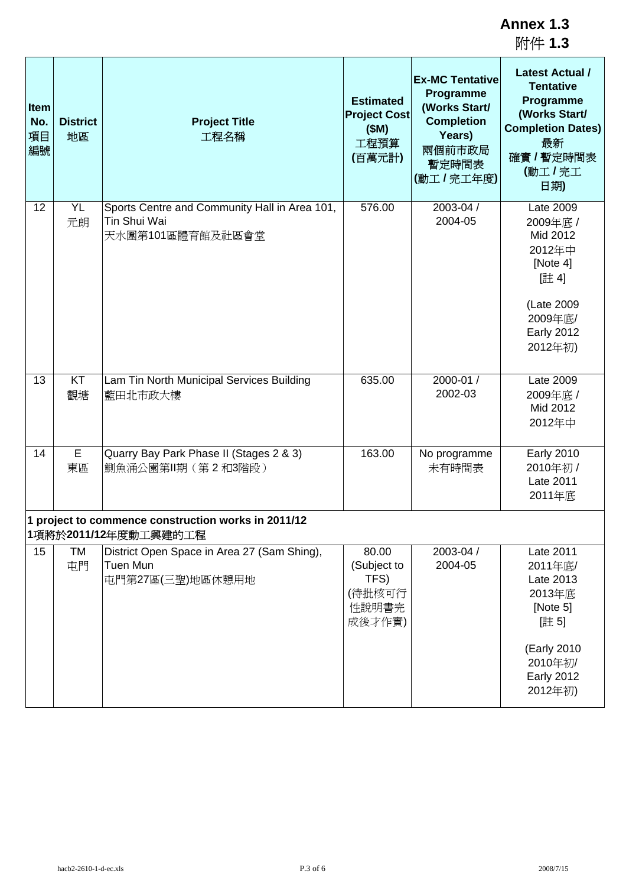**Annex 1.3**
附件 **1.3**

| Item No. 項目編號 | District 地區 | Project Title 工程名稱 | Estimated Project Cost ($M) 工程預算 (百萬元計) | Ex-MC Tentative Programme (Works Start/ Completion Years) 兩個前市政局暫定時間表 (動工 / 完工年度) | Latest Actual / Tentative Programme (Works Start/ Completion Dates) 最新 確實 / 暫定時間表 (動工 / 完工 日期) |
|---|---|---|---|---|---|
| 12 | YL 元朗 | Sports Centre and Community Hall in Area 101, Tin Shui Wai 天水圍第101區體育館及社區會堂 | 576.00 | 2003-04 / 2004-05 | Late 2009 2009年底 / Mid 2012 2012年中 [Note 4] [註 4] (Late 2009 2009年底/ Early 2012 2012年初) |
| 13 | KT 觀塘 | Lam Tin North Municipal Services Building 藍田北市政大樓 | 635.00 | 2000-01 / 2002-03 | Late 2009 2009年底 / Mid 2012 2012年中 |
| 14 | E 東區 | Quarry Bay Park Phase II (Stages 2 & 3) 鰂魚涌公園第II期（第 2 和3階段） | 163.00 | No programme 未有時間表 | Early 2010 2010年初 / Late 2011 2011年底 |
| **1 project to commence construction works in 2011/12 1項將於2011/12年度動工興建的工程** | | | | | |
| 15 | TM 屯門 | District Open Space in Area 27 (Sam Shing), Tuen Mun 屯門第27區(三聖)地區休憩用地 | 80.00 (Subject to TFS) (待批核可行性說明書完成後才作實) | 2003-04 / 2004-05 | Late 2011 2011年底/ Late 2013 2013年底 [Note 5] [註 5] (Early 2010 2010年初/ Early 2012 2012年初) |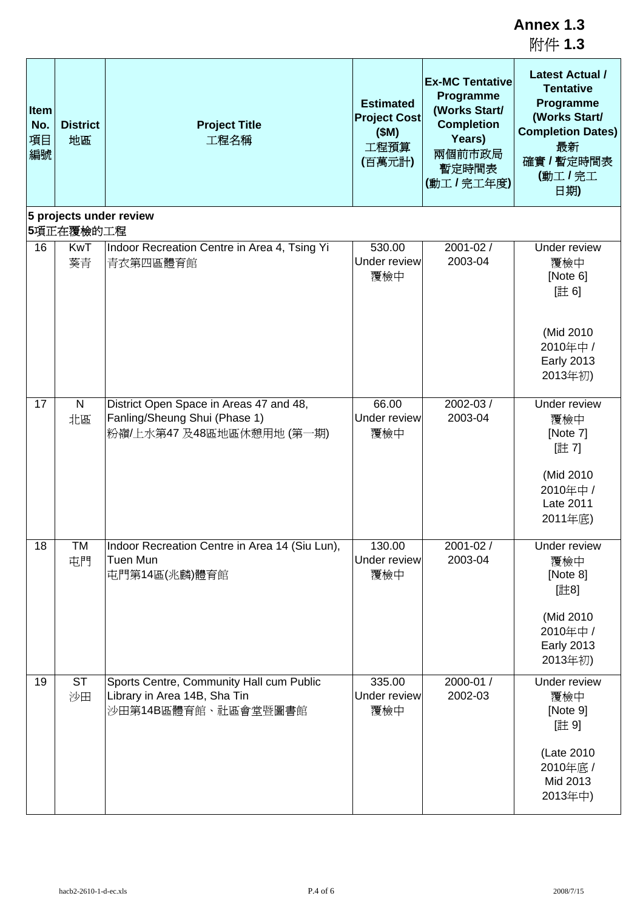**Annex 1.3**
附件 **1.3**

| Item No. 項目編號 | District 地區 | Project Title 工程名稱 | Estimated Project Cost ($M) 工程預算 (百萬元計) | Ex-MC Tentative Programme (Works Start/ Completion Years) 兩個前市政局暫定時間表 (動工 / 完工年度) | Latest Actual / Tentative Programme (Works Start/ Completion Dates) 最新確實 / 暫定時間表 (動工 / 完工日期) |
|---|---|---|---|---|---|
| **5 projects under review** **5項正在覆檢的工程** | | | | | |
| 16 | KwT 葵青 | Indoor Recreation Centre in Area 4, Tsing Yi 青衣第四區體育館 | 530.00 Under review 覆檢中 | 2001-02 / 2003-04 | Under review 覆檢中 [Note 6] [註 6] (Mid 2010 2010年中 / Early 2013 2013年初) |
| 17 | N 北區 | District Open Space in Areas 47 and 48, Fanling/Sheung Shui (Phase 1) 粉嶺/上水第47 及48區地區休憩用地 (第一期) | 66.00 Under review 覆檢中 | 2002-03 / 2003-04 | Under review 覆檢中 [Note 7] [註 7] (Mid 2010 2010年中 / Late 2011 2011年底) |
| 18 | TM 屯門 | Indoor Recreation Centre in Area 14 (Siu Lun), Tuen Mun 屯門第14區(兆麟)體育館 | 130.00 Under review 覆檢中 | 2001-02 / 2003-04 | Under review 覆檢中 [Note 8] [註8] (Mid 2010 2010年中 / Early 2013 2013年初) |
| 19 | ST 沙田 | Sports Centre, Community Hall cum Public Library in Area 14B, Sha Tin 沙田第14B區體育館、社區會堂暨圖書館 | 335.00 Under review 覆檢中 | 2000-01 / 2002-03 | Under review 覆檢中 [Note 9] [註 9] (Late 2010 2010年底 / Mid 2013 2013年中) |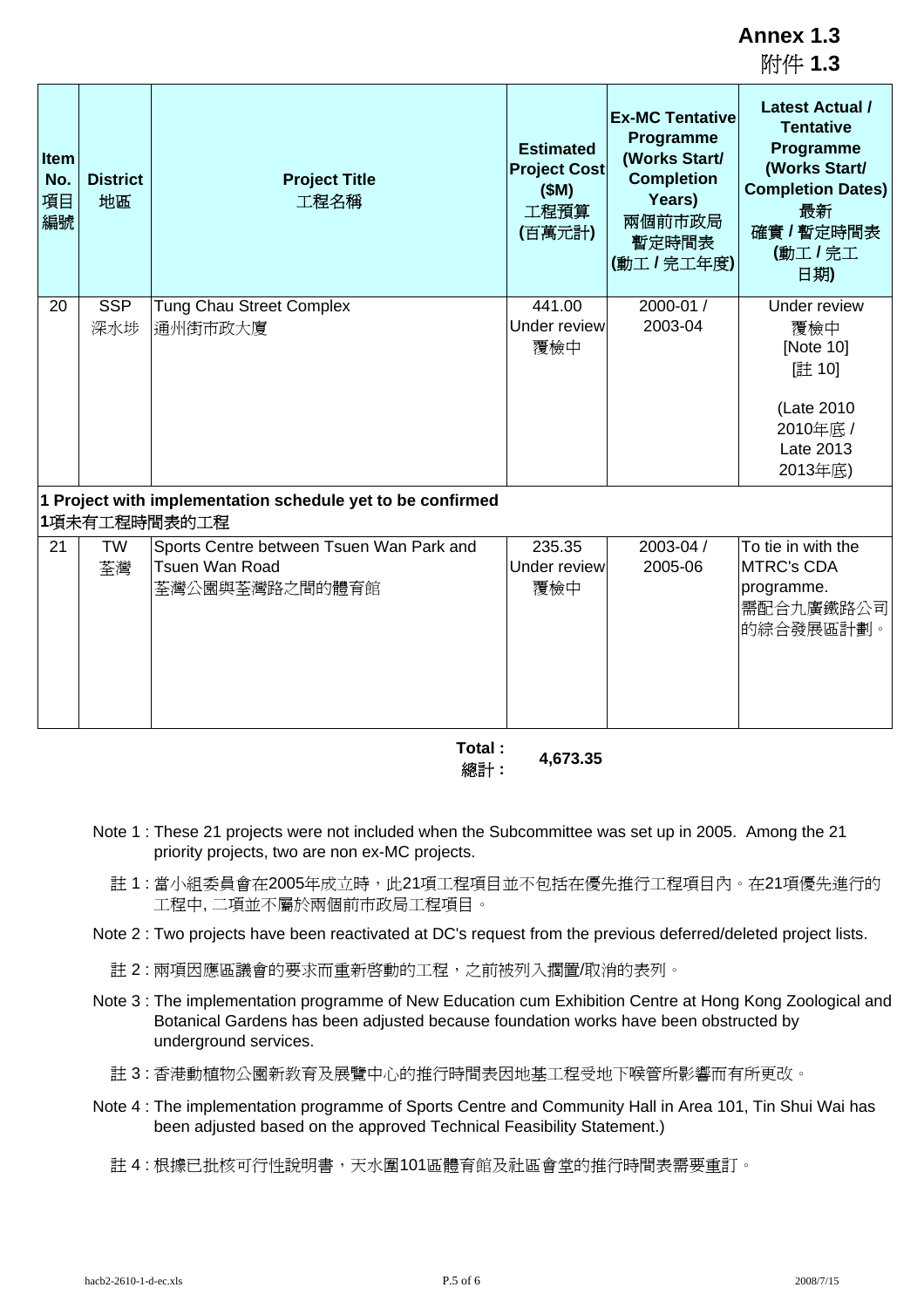**Annex 1.3**
附件 **1.3**

| Item No. 項目編號 | District 地區 | Project Title 工程名稱 | Estimated Project Cost ($M) 工程預算 (百萬元計) | Ex-MC Tentative Programme (Works Start/ Completion Years) 兩個前市政局暫定時間表 (動工 / 完工年度) | Latest Actual / Tentative Programme (Works Start/ Completion Dates) 最新確實 / 暫定時間表 (動工 / 完工日期) |
|---|---|---|---|---|---|
| 20 | SSP 深水埗 | Tung Chau Street Complex 通州街市政大廈 | 441.00 Under review 覆檢中 | 2000-01 / 2003-04 | Under review 覆檢中 [Note 10] [註 10] (Late 2010 2010年底 / Late 2013 2013年底) |
| **1 Project with implementation schedule yet to be confirmed 1項未有工程時間表的工程** | | | | | |
| 21 | TW 荃灣 | Sports Centre between Tsuen Wan Park and Tsuen Wan Road 荃灣公園與荃灣路之間的體育館 | 235.35 Under review 覆檢中 | 2003-04 / 2005-06 | To tie in with the MTRC's CDA programme. 需配合九廣鐵路公司的綜合發展區計劃。 |

**Total : 總計 : 4,673.35**

Note 1 : These 21 projects were not included when the Subcommittee was set up in 2005. Among the 21 priority projects, two are non ex-MC projects.

註 1 : 當小組委員會在2005年成立時，此21項工程項目並不包括在優先推行工程項目內。在21項優先進行的工程中, 二項並不屬於兩個前市政局工程項目。

Note 2 : Two projects have been reactivated at DC's request from the previous deferred/deleted project lists.

註 2 : 兩項因應區議會的要求而重新啓動的工程，之前被列入擱置/取消的表列。

Note 3 : The implementation programme of New Education cum Exhibition Centre at Hong Kong Zoological and Botanical Gardens has been adjusted because foundation works have been obstructed by underground services.

註 3 : 香港動植物公園新教育及展覽中心的推行時間表因地基工程受地下喉管所影響而有所更改。

Note 4 : The implementation programme of Sports Centre and Community Hall in Area 101, Tin Shui Wai has been adjusted based on the approved Technical Feasibility Statement.)

註 4 : 根據已批核可行性說明書，天水圍101區體育館及社區會堂的推行時間表需要重訂。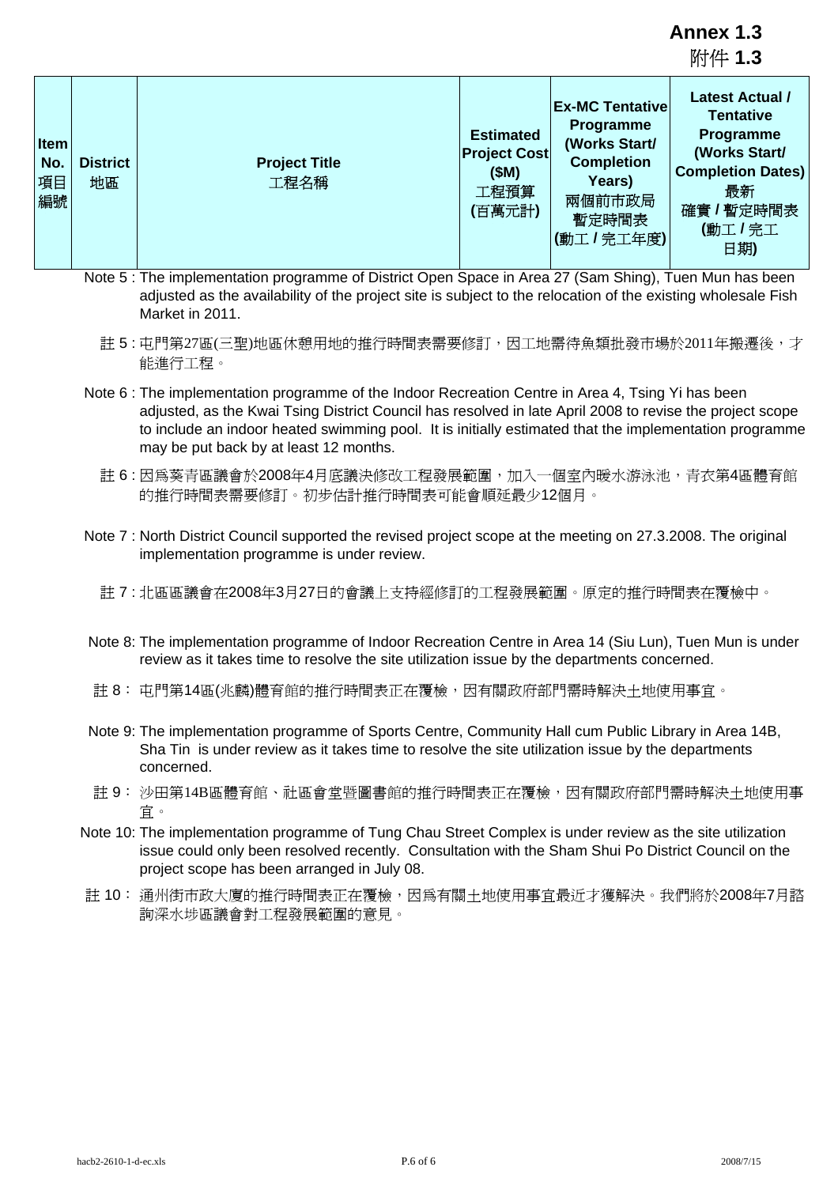**Annex 1.3**
附件 **1.3**

| Item No. 項目編號 | District 地區 | Project Title 工程名稱 | Estimated Project Cost ($M) 工程預算 (百萬元計) | Ex-MC Tentative Programme (Works Start/ Completion Years) 兩個前市政局暫定時間表 (動工 / 完工年度) | Latest Actual / Tentative Programme (Works Start/ Completion Dates) 最新確實 / 暫定時間表 (動工 / 完工日期) |
|---|---|---|---|---|---|

Note 5 : The implementation programme of District Open Space in Area 27 (Sam Shing), Tuen Mun has been adjusted as the availability of the project site is subject to the relocation of the existing wholesale Fish Market in 2011.

註 5 : 屯門第27區(三聖)地區休憩用地的推行時間表需要修訂，因工地需待魚類批發市場於2011年搬遷後，才能進行工程。

Note 6 : The implementation programme of the Indoor Recreation Centre in Area 4, Tsing Yi has been adjusted, as the Kwai Tsing District Council has resolved in late April 2008 to revise the project scope to include an indoor heated swimming pool. It is initially estimated that the implementation programme may be put back by at least 12 months.

註 6 : 因爲葵青區議會於2008年4月底議決修改工程發展範圍，加入一個室內暖水游泳池，青衣第4區體育館的推行時間表需要修訂。初步估計推行時間表可能會順延最少12個月。

Note 7 : North District Council supported the revised project scope at the meeting on 27.3.2008. The original implementation programme is under review.

註 7 : 北區區議會在2008年3月27日的會議上支持經修訂的工程發展範圍。原定的推行時間表在覆檢中。

Note 8: The implementation programme of Indoor Recreation Centre in Area 14 (Siu Lun), Tuen Mun is under review as it takes time to resolve the site utilization issue by the departments concerned.

註 8 : 屯門第14區(兆麟)體育館的推行時間表正在覆檢，因有關政府部門需時解決土地使用事宜。

Note 9: The implementation programme of Sports Centre, Community Hall cum Public Library in Area 14B, Sha Tin is under review as it takes time to resolve the site utilization issue by the departments concerned.

註 9 : 沙田第14B區體育館、社區會堂暨圖書館的推行時間表正在覆檢，因有關政府部門需時解決土地使用事宜。

Note 10: The implementation programme of Tung Chau Street Complex is under review as the site utilization issue could only been resolved recently. Consultation with the Sham Shui Po District Council on the project scope has been arranged in July 08.

註 10 : 通州街市政大廈的推行時間表正在覆檢，因爲有關土地使用事宜最近才獲解決。我們將於2008年7月諮詢深水埗區議會對工程發展範圍的意見。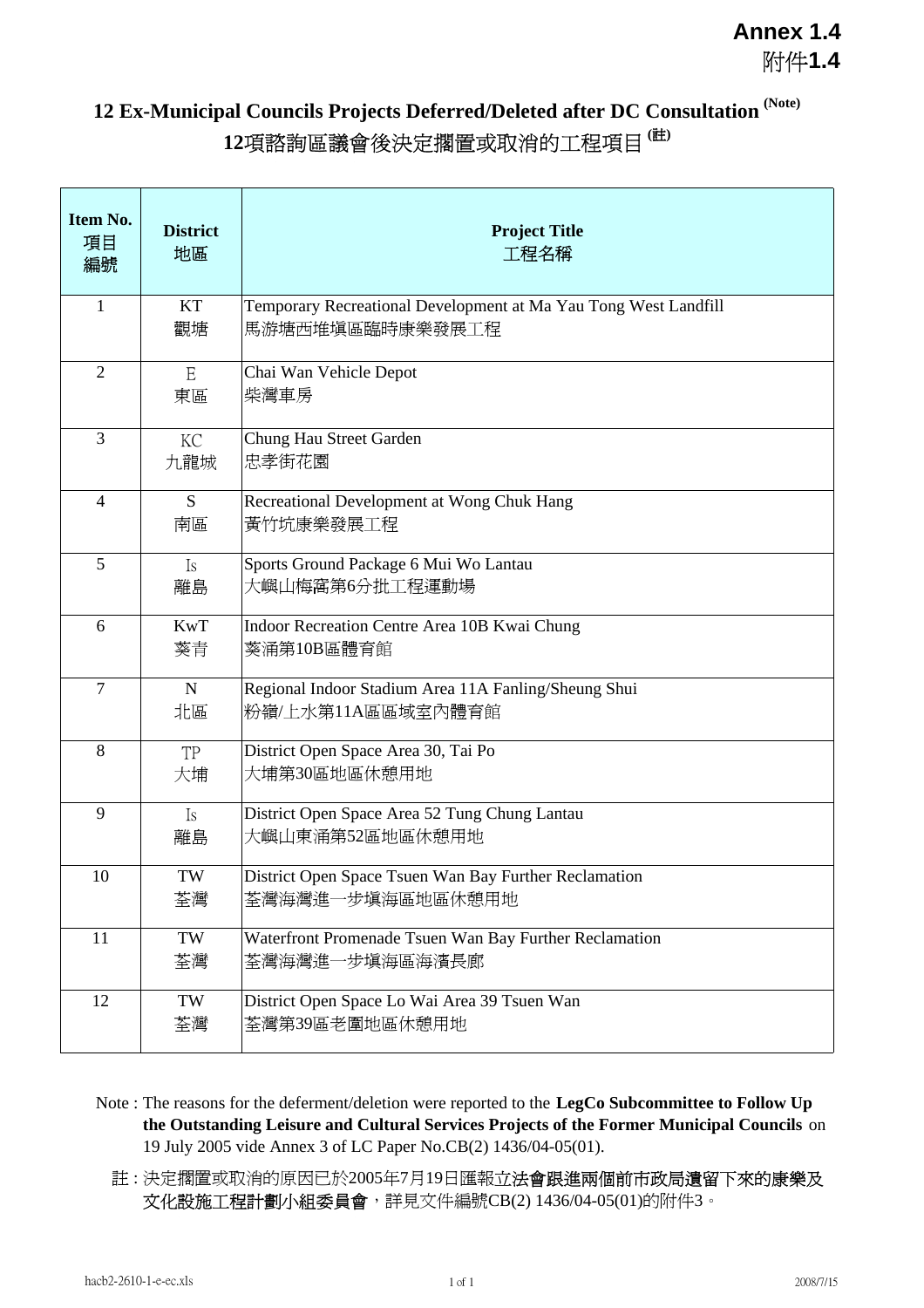**Annex 1.4**
附件**1.4**

# 12 Ex-Municipal Councils Projects Deferred/Deleted after DC Consultation (Note)
# 12項諮詢區議會後決定擱置或取消的工程項目 (註)

| Item No.<br>項目編號 | District<br>地區 | Project Title<br>工程名稱 |
|---|---|---|
| 1 | KT<br>觀塘 | Temporary Recreational Development at Ma Yau Tong West Landfill<br>馬游塘西堆填區臨時康樂發展工程 |
| 2 | E<br>東區 | Chai Wan Vehicle Depot<br>柴灣車房 |
| 3 | KC<br>九龍城 | Chung Hau Street Garden<br>忠孝街花園 |
| 4 | S<br>南區 | Recreational Development at Wong Chuk Hang<br>黃竹坑康樂發展工程 |
| 5 | Is<br>離島 | Sports Ground Package 6 Mui Wo Lantau<br>大嶼山梅窩第6分批工程運動場 |
| 6 | KwT<br>葵青 | Indoor Recreation Centre Area 10B Kwai Chung<br>葵涌第10B區體育館 |
| 7 | N<br>北區 | Regional Indoor Stadium Area 11A Fanling/Sheung Shui<br>粉嶺/上水第11A區區域室內體育館 |
| 8 | TP<br>大埔 | District Open Space Area 30, Tai Po<br>大埔第30區地區休憩用地 |
| 9 | Is<br>離島 | District Open Space Area 52 Tung Chung Lantau<br>大嶼山東涌第52區地區休憩用地 |
| 10 | TW<br>荃灣 | District Open Space Tsuen Wan Bay Further Reclamation<br>荃灣海灣進一步填海區地區休憩用地 |
| 11 | TW<br>荃灣 | Waterfront Promenade Tsuen Wan Bay Further Reclamation<br>荃灣海灣進一步填海區海濱長廊 |
| 12 | TW<br>荃灣 | District Open Space Lo Wai Area 39 Tsuen Wan<br>荃灣第39區老圍地區休憩用地 |

Note : The reasons for the deferment/deletion were reported to the **LegCo Subcommittee to Follow Up the Outstanding Leisure and Cultural Services Projects of the Former Municipal Councils** on 19 July 2005 vide Annex 3 of LC Paper No.CB(2) 1436/04-05(01).

註 : 決定擱置或取消的原因已於2005年7月19日匯報立**法會跟進兩個前市政局遺留下來的康樂及文化設施工程計劃小組委員會**，詳見文件編號CB(2) 1436/04-05(01)的附件3。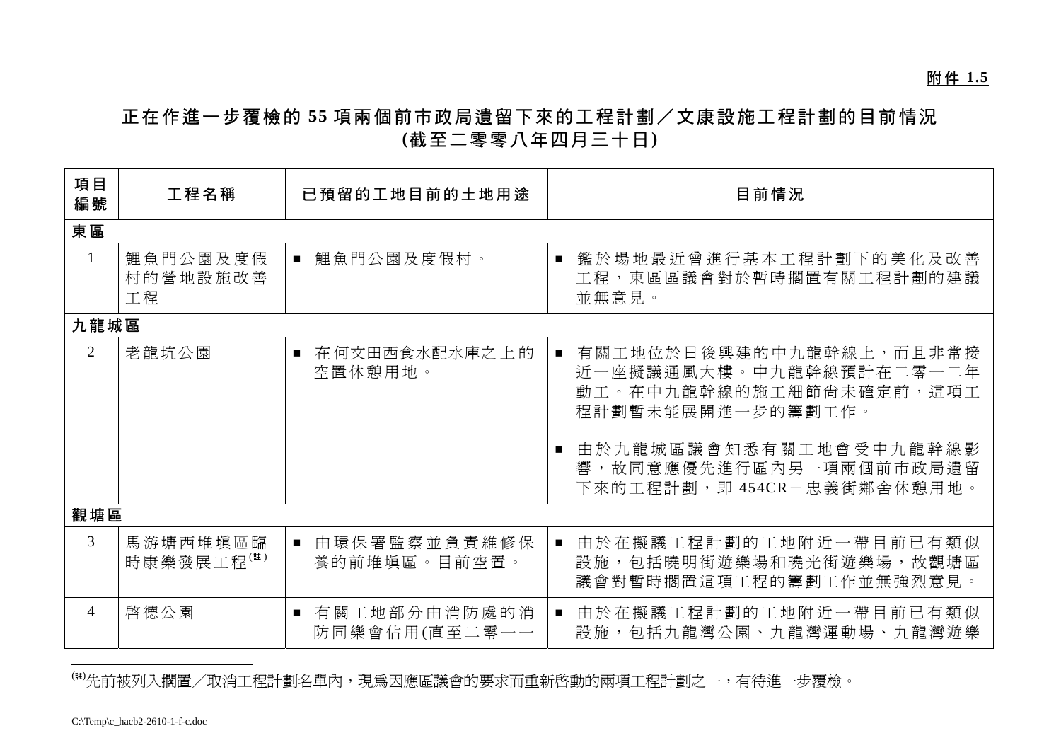附件 1.5

# 正在作進一步覆檢的 55 項兩個前市政局遺留下來的工程計劃／文康設施工程計劃的目前情況
## (截至二零零八年四月三十日)

| 項目編號 | 工程名稱 | 已預留的工地目前的土地用途 | 目前情況 |
|---|---|---|---|
| **東區** | | | |
| 1 | 鯉魚門公園及度假村的營地設施改善工程 | ■ 鯉魚門公園及度假村。 | ■ 鑑於場地最近曾進行基本工程計劃下的美化及改善工程，東區區議會對於暫時擱置有關工程計劃的建議並無意見。 |
| **九龍城區** | | | |
| 2 | 老龍坑公園 | ■ 在何文田西食水配水庫之上的空置休憩用地。 | ■ 有關工地位於日後興建的中九龍幹線上，而且非常接近一座擬議通風大樓。中九龍幹線預計在二零一二年動工。在中九龍幹線的施工細節尚未確定前，這項工程計劃暫未能展開進一步的籌劃工作。<br><br>■ 由於九龍城區議會知悉有關工地會受中九龍幹線影響，故同意應優先進行區內另一項兩個前市政局遺留下來的工程計劃，即 454CR－忠義街鄰舍休憩用地。 |
| **觀塘區** | | | |
| 3 | 馬游塘西堆填區臨時康樂發展工程[註] | ■ 由環保署監察並負責維修保養的前堆填區。目前空置。 | ■ 由於在擬議工程計劃的工地附近一帶目前已有類似設施，包括曉明街遊樂場和曉光街遊樂場，故觀塘區議會對暫時擱置這項工程的籌劃工作並無強烈意見。 |
| 4 | 啓德公園 | ■ 有關工地部分由消防處的消防同樂會佔用(直至二零一一 | ■ 由於在擬議工程計劃的工地附近一帶目前已有類似設施，包括九龍灣公園、九龍灣運動場、九龍灣遊樂 |

[註]先前被列入擱置／取消工程計劃名單內，現爲因應區議會的要求而重新啓動的兩項工程計劃之一，有待進一步覆檢。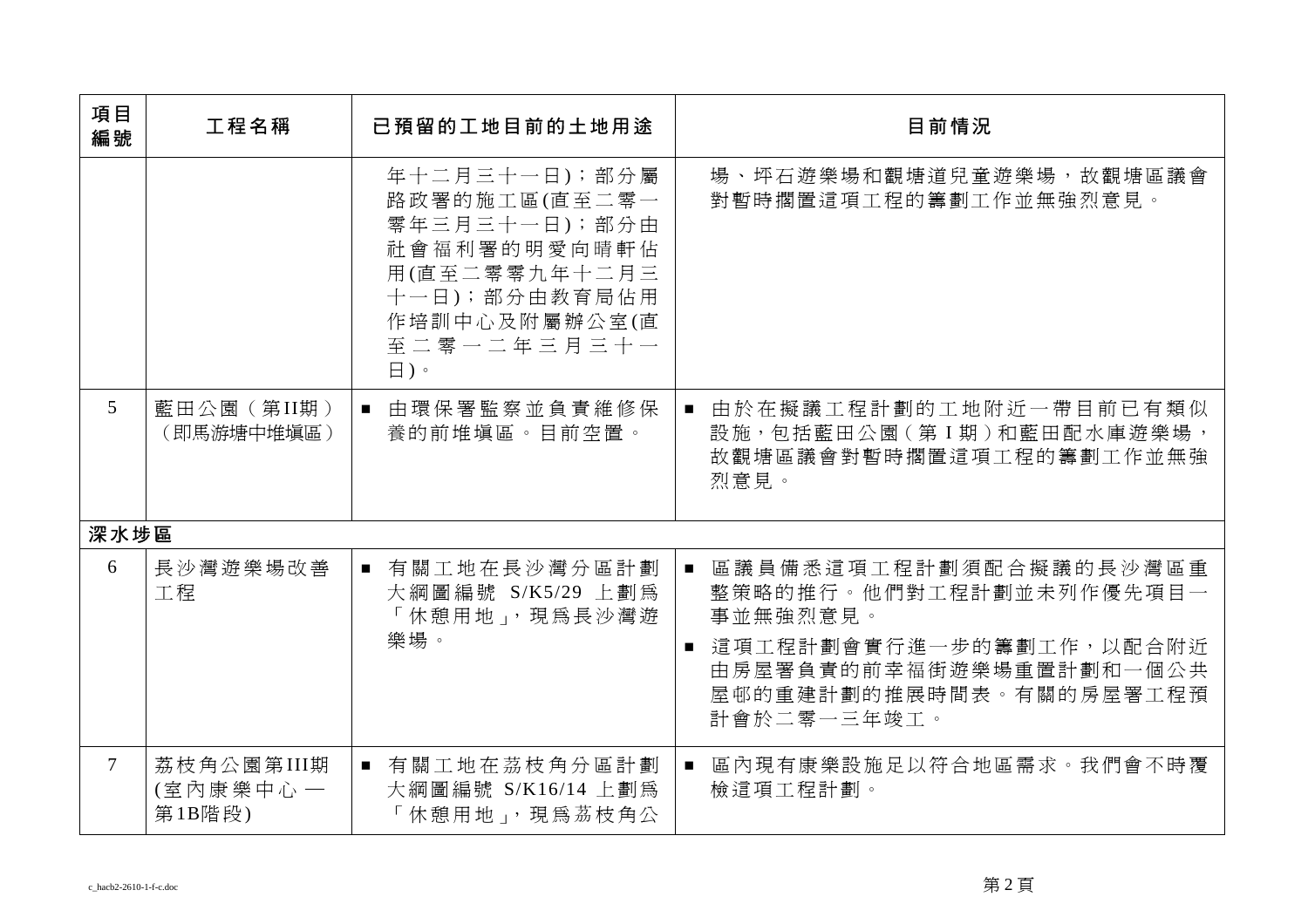| 項目編號 | 工程名稱 | 已預留的工地目前的土地用途 | 目前情況 |
| --- | --- | --- | --- |
| | | 年十二月三十一日)；部分屬路政署的施工區(直至二零一零年三月三十一日)；部分由社會福利署的明愛向晴軒佔用(直至二零零九年十二月三十一日)；部分由教育局佔用作培訓中心及附屬辦公室(直至二零一二年三月三十一日)。 | 場、坪石遊樂場和觀塘道兒童遊樂場，故觀塘區議會對暫時擱置這項工程的籌劃工作並無強烈意見。 |
| 5 | 藍田公園（第II期）（即馬游塘中堆填區） | ■ 由環保署監察並負責維修保養的前堆填區。目前空置。 | ■ 由於在擬議工程計劃的工地附近一帶目前已有類似設施，包括藍田公園（第I期）和藍田配水庫遊樂場，故觀塘區議會對暫時擱置這項工程的籌劃工作並無強烈意見。 |
| **深水埗區** | | | |
| 6 | 長沙灣遊樂場改善工程 | ■ 有關工地在長沙灣分區計劃大綱圖編號 S/K5/29 上劃為「休憩用地」，現為長沙灣遊樂場。 | ■ 區議員備悉這項工程計劃須配合擬議的長沙灣區重整策略的推行。他們對工程計劃並未列作優先項目一事並無強烈意見。<br>■ 這項工程計劃會實行進一步的籌劃工作，以配合附近由房屋署負責的前幸福街遊樂場重置計劃和一個公共屋邨的重建計劃的推展時間表。有關的房屋署工程預計會於二零一三年竣工。 |
| 7 | 荔枝角公園第III期(室內康樂中心—第1B階段) | ■ 有關工地在荔枝角分區計劃大綱圖編號 S/K16/14 上劃為「休憩用地」，現為荔枝角公 | ■ 區內現有康樂設施足以符合地區需求。我們會不時覆檢這項工程計劃。 |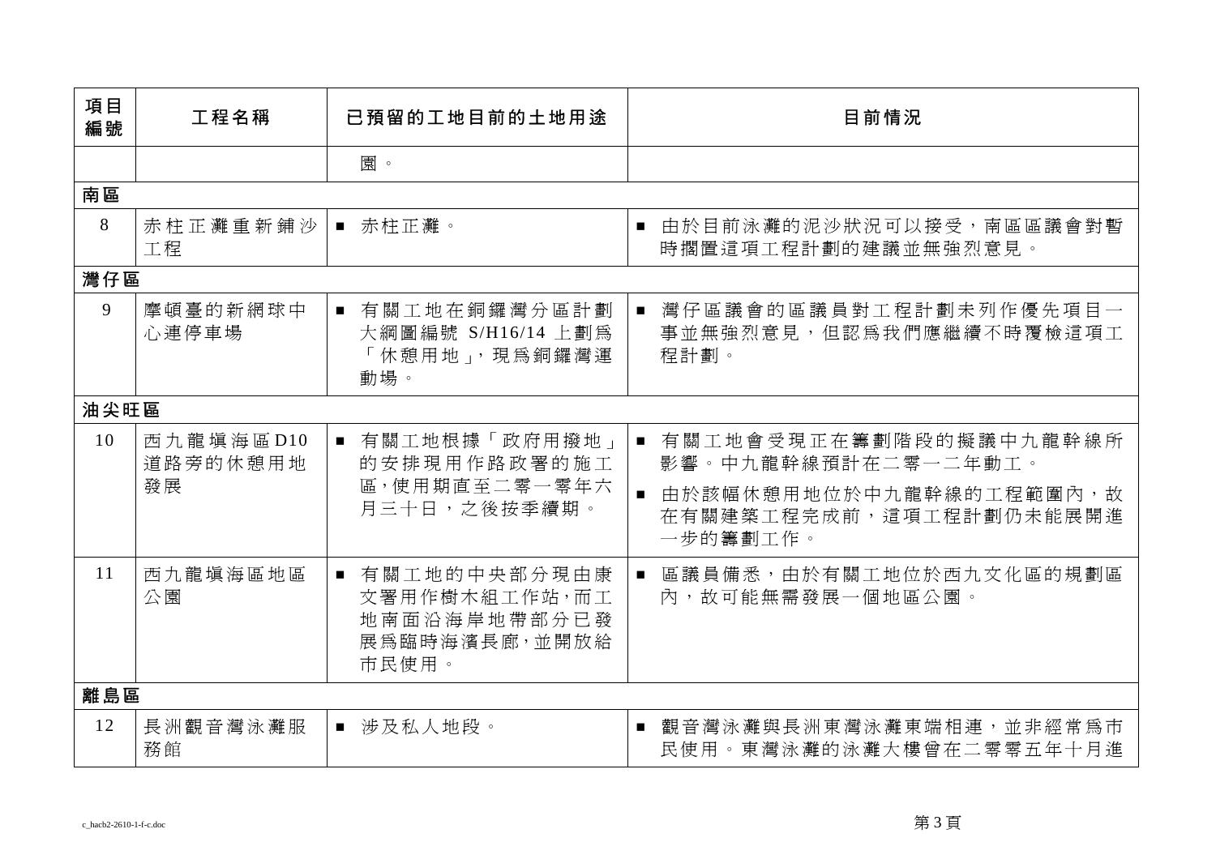| 項目編號 | 工程名稱 | 已預留的工地目前的土地用途 | 目前情況 |
|---|---|---|---|
| | | 園。 | |
| **南區** | | | |
| 8 | 赤柱正灘重新鋪沙工程 | ■ 赤柱正灘。 | ■ 由於目前泳灘的泥沙狀況可以接受，南區區議會對暫時擱置這項工程計劃的建議並無強烈意見。 |
| **灣仔區** | | | |
| 9 | 摩頓臺的新網球中心連停車場 | ■ 有關工地在銅鑼灣分區計劃大綱圖編號 S/H16/14 上劃爲「休憩用地」，現爲銅鑼灣運動場。 | ■ 灣仔區議會的區議員對工程計劃未列作優先項目一事並無強烈意見，但認爲我們應繼續不時覆檢這項工程計劃。 |
| **油尖旺區** | | | |
| 10 | 西九龍填海區 D10 道路旁的休憩用地發展 | ■ 有關工地根據「政府用撥地」的安排現用作路政署的施工區，使用期直至二零一零年六月三十日，之後按季續期。 | ■ 有關工地會受現正在籌劃階段的擬議中九龍幹線所影響。中九龍幹線預計在二零一二年動工。<br>■ 由於該幅休憩用地位於中九龍幹線的工程範圍內，故在有關建築工程完成前，這項工程計劃仍未能展開進一步的籌劃工作。 |
| 11 | 西九龍填海區地區公園 | ■ 有關工地的中央部分現由康文署用作樹木組工作站，而工地南面沿海岸地帶部分已發展爲臨時海濱長廊，並開放給市民使用。 | ■ 區議員備悉，由於有關工地位於西九文化區的規劃區內，故可能無需發展一個地區公園。 |
| **離島區** | | | |
| 12 | 長洲觀音灣泳灘服務館 | ■ 涉及私人地段。 | ■ 觀音灣泳灘與長洲東灣泳灘東端相連，並非經常爲市民使用。東灣泳灘的泳灘大樓曾在二零零五年十月進 |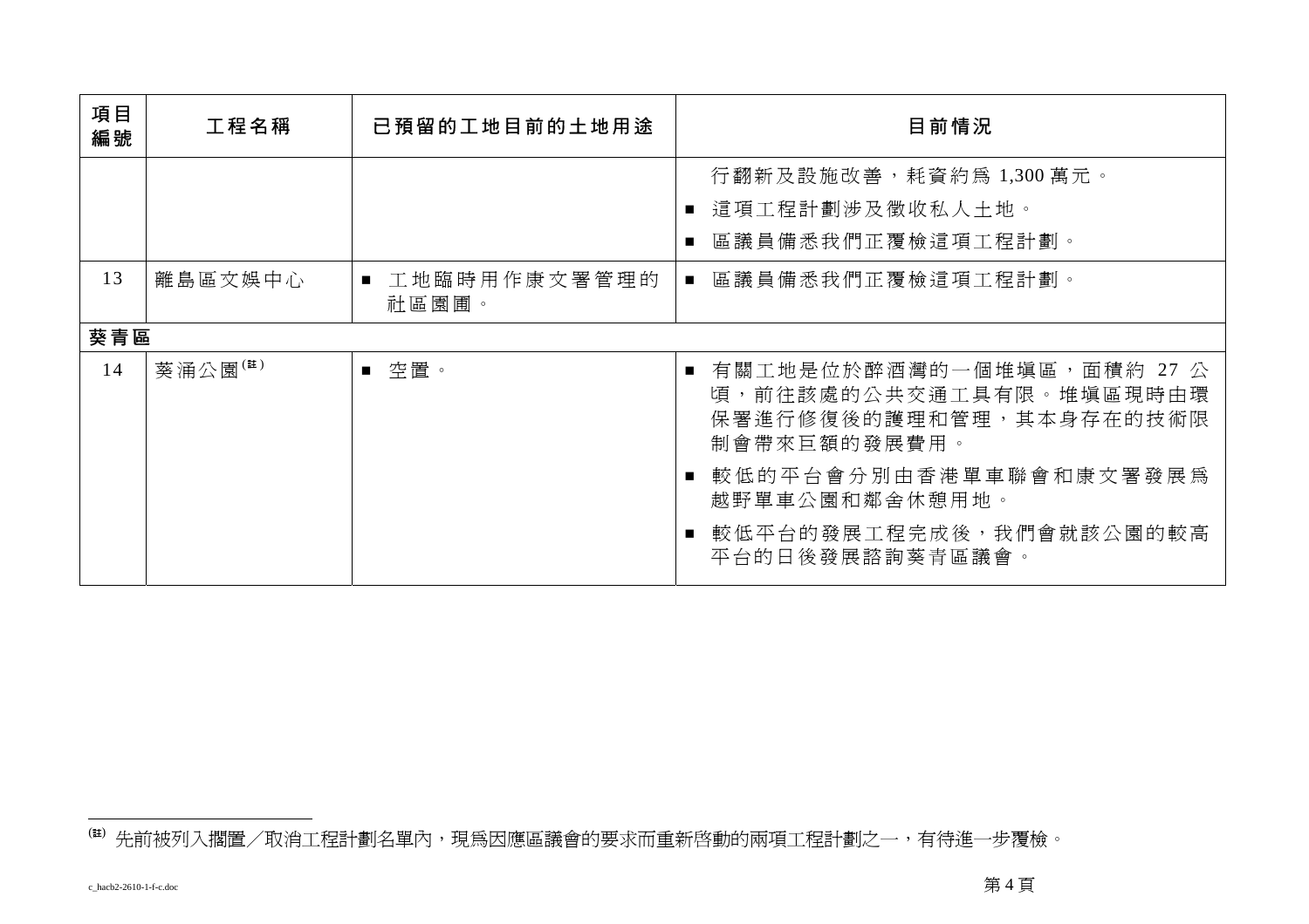| 項目編號 | 工程名稱 | 已預留的工地目前的土地用途 | 目前情況 |
|---|---|---|---|
| | | | 行翻新及設施改善，耗資約為 1,300 萬元。<br>■ 這項工程計劃涉及徵收私人土地。<br>■ 區議員備悉我們正覆檢這項工程計劃。 |
| 13 | 離島區文娛中心 | ■ 工地臨時用作康文署管理的社區園圃。 | ■ 區議員備悉我們正覆檢這項工程計劃。 |
| **葵青區** | | | |
| 14 | 葵涌公園[(註)] | ■ 空置。 | ■ 有關工地是位於醉酒灣的一個堆填區，面積約 27 公頃，前往該處的公共交通工具有限。堆填區現時由環保署進行修復後的護理和管理，其本身存在的技術限制會帶來巨額的發展費用。<br>■ 較低的平台會分別由香港單車聯會和康文署發展為越野單車公園和鄰舍休憩用地。<br>■ 較低平台的發展工程完成後，我們會就該公園的較高平台的日後發展諮詢葵青區議會。 |

[(註)] 先前被列入擱置／取消工程計劃名單內，現為因應區議會的要求而重新啟動的兩項工程計劃之一，有待進一步覆檢。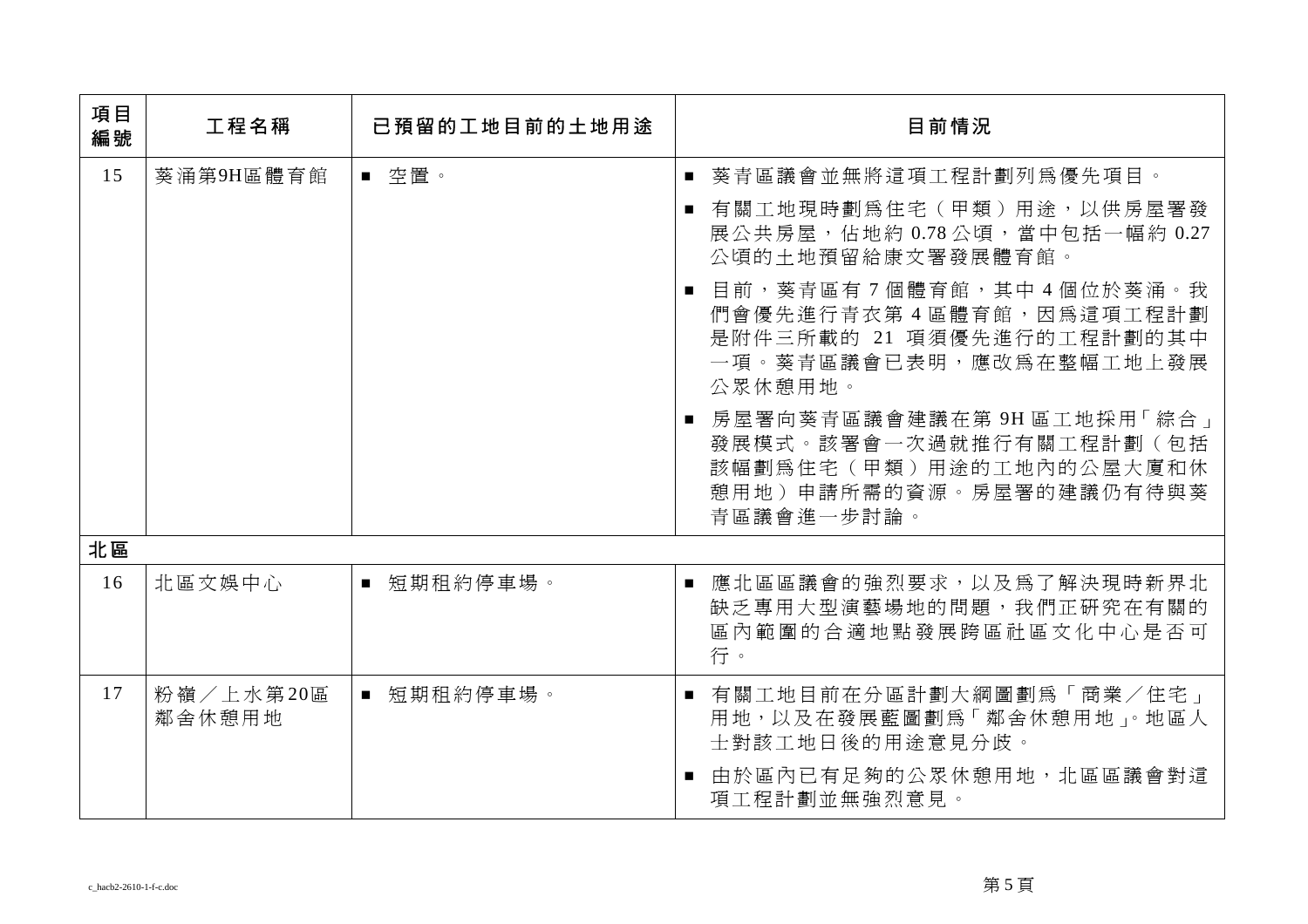| 項目編號 | 工程名稱 | 已預留的工地目前的土地用途 | 目前情況 |
|---|---|---|---|
| 15 | 葵涌第9H區體育館 | ■ 空置。 | ■ 葵青區議會並無將這項工程計劃列爲優先項目。<br>■ 有關工地現時劃爲住宅（甲類）用途，以供房屋署發展公共房屋，佔地約 0.78 公頃，當中包括一幅約 0.27 公頃的土地預留給康文署發展體育館。<br>■ 目前，葵青區有 7 個體育館，其中 4 個位於葵涌。我們會優先進行青衣第 4 區體育館，因爲這項工程計劃是附件三所載的 21 項須優先進行的工程計劃的其中一項。葵青區議會已表明，應改爲在整幅工地上發展公眾休憩用地。<br>■ 房屋署向葵青區議會建議在第 9H 區工地採用「綜合」發展模式。該署會一次過就推行有關工程計劃（包括該幅劃爲住宅（甲類）用途的工地內的公屋大廈和休憩用地）申請所需的資源。房屋署的建議仍有待與葵青區議會進一步討論。 |
| **北區** | | | |
| 16 | 北區文娛中心 | ■ 短期租約停車場。 | ■ 應北區區議會的強烈要求，以及爲了解決現時新界北缺乏專用大型演藝場地的問題，我們正研究在有關的區內範圍的合適地點發展跨區社區文化中心是否可行。 |
| 17 | 粉嶺／上水第20區鄰舍休憩用地 | ■ 短期租約停車場。 | ■ 有關工地目前在分區計劃大綱圖劃爲「商業／住宅」用地，以及在發展藍圖劃爲「鄰舍休憩用地」。地區人士對該工地日後的用途意見分歧。<br>■ 由於區內已有足夠的公眾休憩用地，北區區議會對這項工程計劃並無強烈意見。 |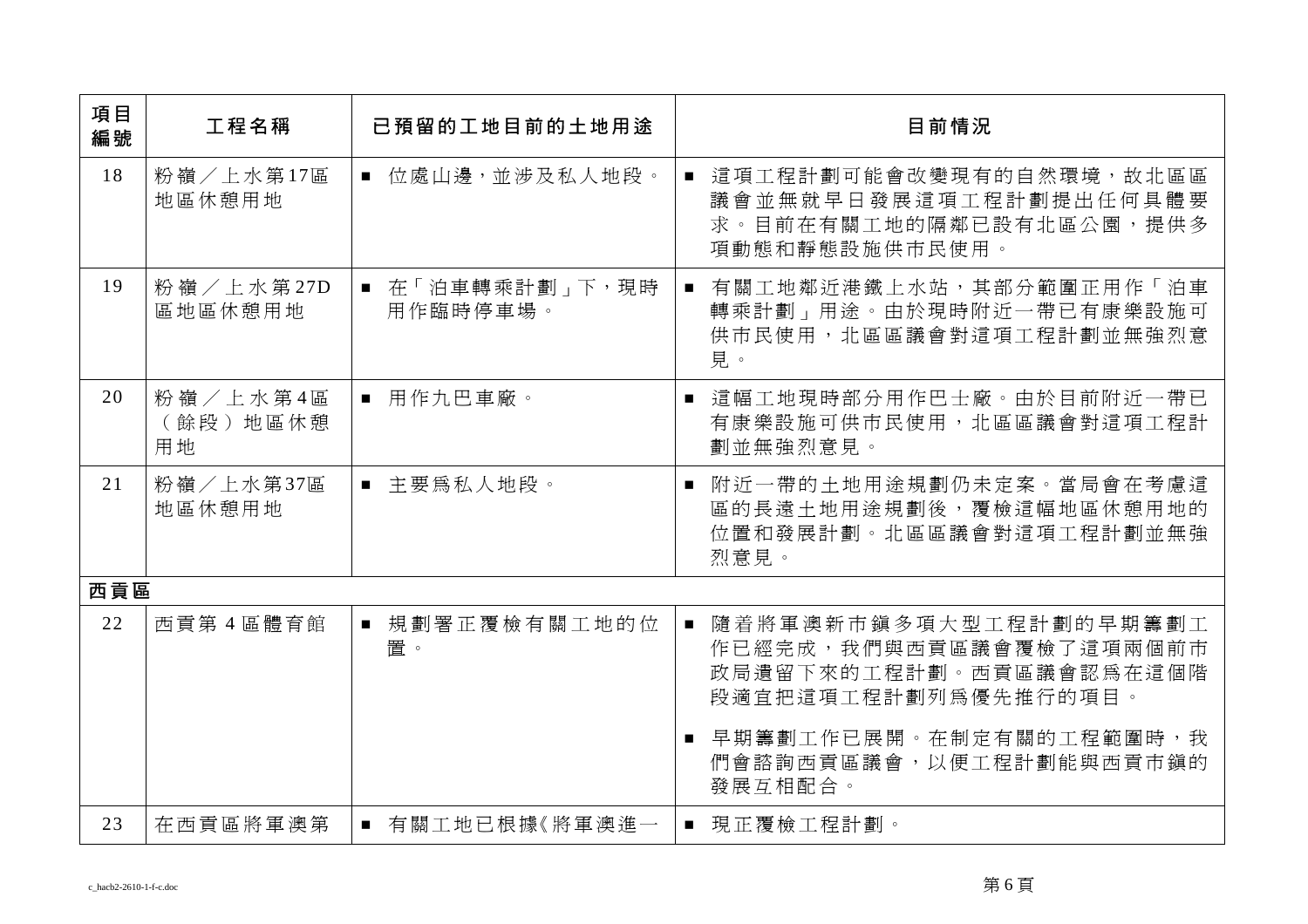| 項目編號 | 工程名稱 | 已預留的工地目前的土地用途 | 目前情況 |
|---|---|---|---|
| 18 | 粉嶺／上水第17區地區休憩用地 | ■ 位處山邊，並涉及私人地段。 | ■ 這項工程計劃可能會改變現有的自然環境，故北區區議會並無就早日發展這項工程計劃提出任何具體要求。目前在有關工地的隔鄰已設有北區公園，提供多項動態和靜態設施供市民使用。 |
| 19 | 粉嶺／上水第27D區地區休憩用地 | ■ 在「泊車轉乘計劃」下，現時用作臨時停車場。 | ■ 有關工地鄰近港鐵上水站，其部分範圍正用作「泊車轉乘計劃」用途。由於現時附近一帶已有康樂設施可供市民使用，北區區議會對這項工程計劃並無強烈意見。 |
| 20 | 粉嶺／上水第4區（餘段）地區休憩用地 | ■ 用作九巴車廠。 | ■ 這幅工地現時部分用作巴士廠。由於目前附近一帶已有康樂設施可供市民使用，北區區議會對這項工程計劃並無強烈意見。 |
| 21 | 粉嶺／上水第37區地區休憩用地 | ■ 主要爲私人地段。 | ■ 附近一帶的土地用途規劃仍未定案。當局會在考慮這區的長遠土地用途規劃後，覆檢這幅地區休憩用地的位置和發展計劃。北區區議會對這項工程計劃並無強烈意見。 |
| **西貢區** | | | |
| 22 | 西貢第4區體育館 | ■ 規劃署正覆檢有關工地的位置。 | ■ 隨着將軍澳新市鎮多項大型工程計劃的早期籌劃工作已經完成，我們與西貢區議會覆檢了這項兩個前市政局遺留下來的工程計劃。西貢區議會認爲在這個階段適宜把這項工程計劃列爲優先推行的項目。<br>■ 早期籌劃工作已展開。在制定有關的工程範圍時，我們會諮詢西貢區議會，以便工程計劃能與西貢市鎮的發展互相配合。 |
| 23 | 在西貢區將軍澳第 | ■ 有關工地已根據《將軍澳進一 | ■ 現正覆檢工程計劃。 |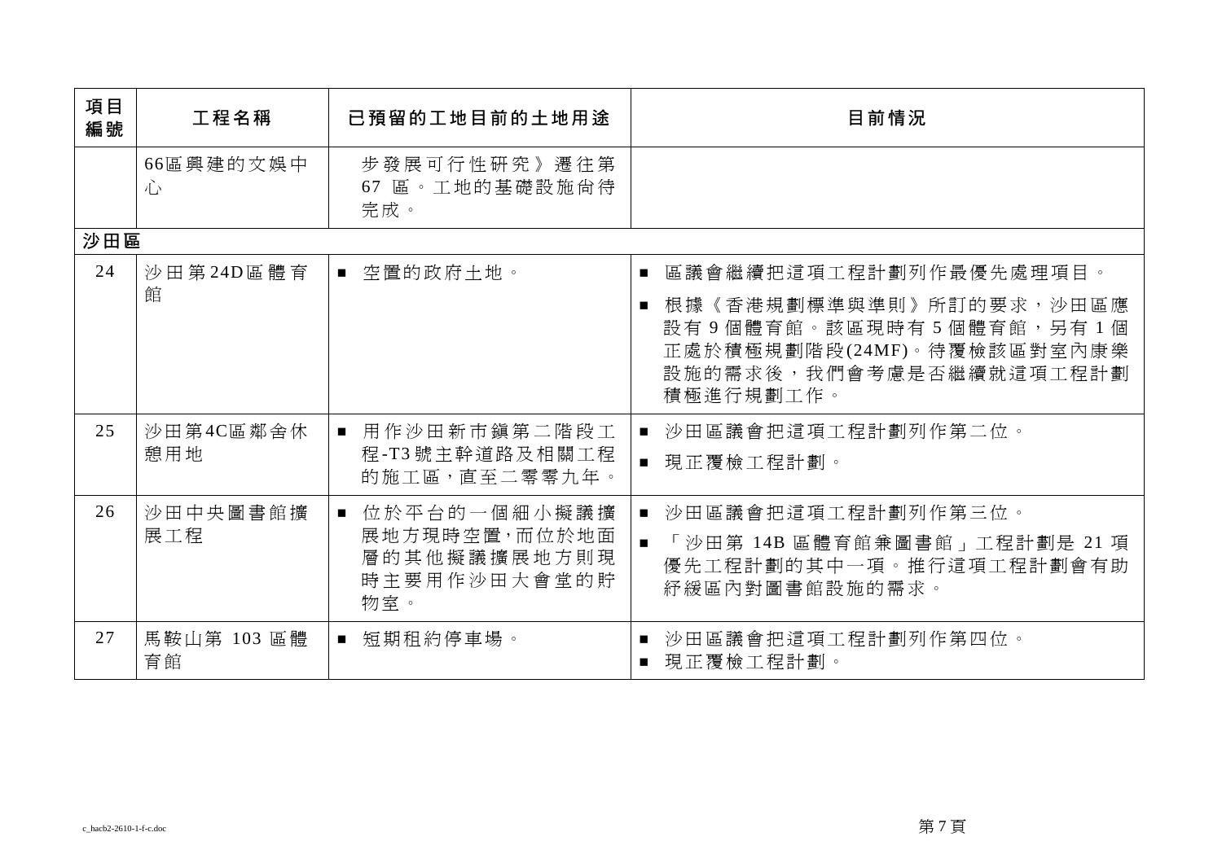| 項目編號 | 工程名稱 | 已預留的工地目前的土地用途 | 目前情況 |
|---|---|---|---|
| | 66區興建的文娛中心 | 步發展可行性研究》遷往第67 區。工地的基礎設施尚待完成。 | |
| **沙田區** | | | |
| 24 | 沙田第24D區體育館 | ■ 空置的政府土地。 | ■ 區議會繼續把這項工程計劃列作最優先處理項目。<br>■ 根據《香港規劃標準與準則》所訂的要求，沙田區應設有 9 個體育館。該區現時有 5 個體育館，另有 1 個正處於積極規劃階段(24MF)。待覆檢該區對室內康樂設施的需求後，我們會考慮是否繼續就這項工程計劃積極進行規劃工作。 |
| 25 | 沙田第4C區鄰舍休憩用地 | ■ 用作沙田新市鎮第二階段工程-T3號主幹道路及相關工程的施工區，直至二零零九年。 | ■ 沙田區議會把這項工程計劃列作第二位。<br>■ 現正覆檢工程計劃。 |
| 26 | 沙田中央圖書館擴展工程 | ■ 位於平台的一個細小擬議擴展地方現時空置，而位於地面層的其他擬議擴展地方則現時主要用作沙田大會堂的貯物室。 | ■ 沙田區議會把這項工程計劃列作第三位。<br>■ 「沙田第 14B 區體育館兼圖書館」工程計劃是 21 項優先工程計劃的其中一項。推行這項工程計劃會有助紓緩區內對圖書館設施的需求。 |
| 27 | 馬鞍山第 103 區體育館 | ■ 短期租約停車場。 | ■ 沙田區議會把這項工程計劃列作第四位。<br>■ 現正覆檢工程計劃。 |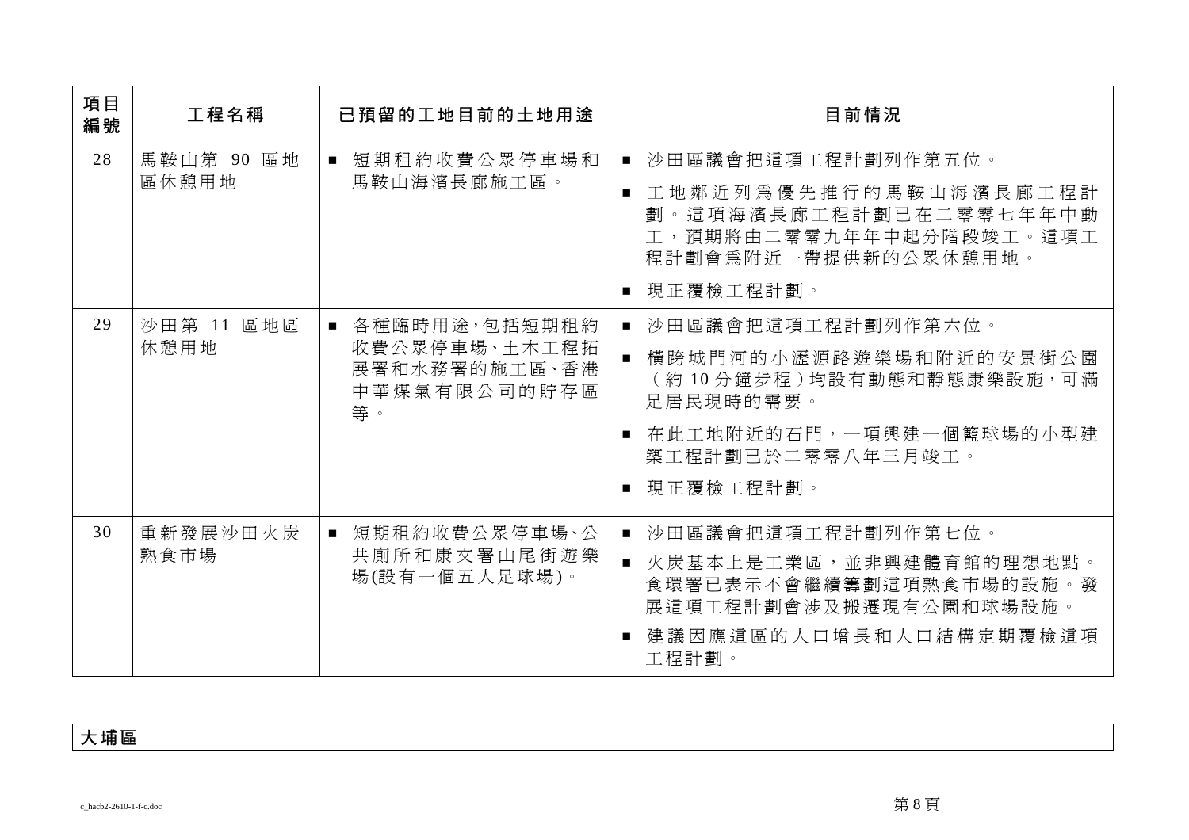| 項目編號 | 工程名稱 | 已預留的工地目前的土地用途 | 目前情況 |
|---|---|---|---|
| 28 | 馬鞍山第 90 區地區休憩用地 | ■ 短期租約收費公眾停車場和馬鞍山海濱長廊施工區。 | ■ 沙田區議會把這項工程計劃列作第五位。<br>■ 工地鄰近列爲優先推行的馬鞍山海濱長廊工程計劃。這項海濱長廊工程計劃已在二零零七年年中動工，預期將由二零零九年年中起分階段竣工。這項工程計劃會爲附近一帶提供新的公眾休憩用地。<br>■ 現正覆檢工程計劃。 |
| 29 | 沙田第 11 區地區休憩用地 | ■ 各種臨時用途，包括短期租約收費公眾停車場、土木工程拓展署和水務署的施工區、香港中華煤氣有限公司的貯存區等。 | ■ 沙田區議會把這項工程計劃列作第六位。<br>■ 橫跨城門河的小瀝源路遊樂場和附近的安景街公園（約 10 分鐘步程）均設有動態和靜態康樂設施，可滿足居民現時的需要。<br>■ 在此工地附近的石門，一項興建一個籃球場的小型建築工程計劃已於二零零八年三月竣工。<br>■ 現正覆檢工程計劃。 |
| 30 | 重新發展沙田火炭熟食市場 | ■ 短期租約收費公眾停車場、公共廁所和康文署山尾街遊樂場(設有一個五人足球場)。 | ■ 沙田區議會把這項工程計劃列作第七位。<br>■ 火炭基本上是工業區，並非興建體育館的理想地點。食環署已表示不會繼續籌劃這項熟食市場的設施。發展這項工程計劃會涉及搬遷現有公園和球場設施。<br>■ 建議因應這區的人口增長和人口結構定期覆檢這項工程計劃。 |

**大埔區**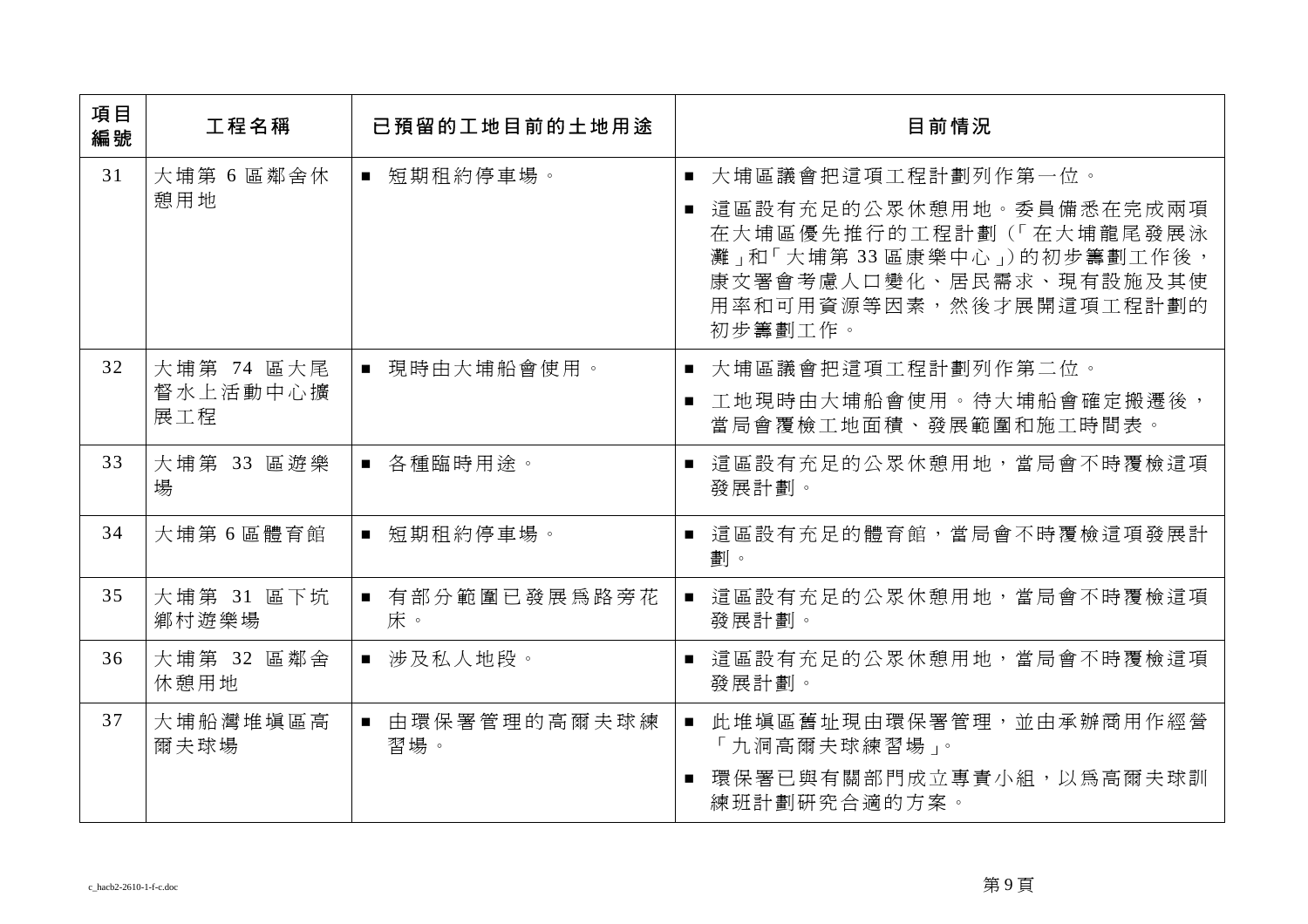| 項目編號 | 工程名稱 | 已預留的工地目前的土地用途 | 目前情況 |
|---|---|---|---|
| 31 | 大埔第 6 區鄰舍休憩用地 | ■ 短期租約停車場。 | ■ 大埔區議會把這項工程計劃列作第一位。<br>■ 這區設有充足的公眾休憩用地。委員備悉在完成兩項在大埔區優先推行的工程計劃(「在大埔龍尾發展泳灘」和「大埔第 33 區康樂中心」)的初步籌劃工作後，康文署會考慮人口變化、居民需求、現有設施及其使用率和可用資源等因素，然後才展開這項工程計劃的初步籌劃工作。 |
| 32 | 大埔第 74 區大尾督水上活動中心擴展工程 | ■ 現時由大埔船會使用。 | ■ 大埔區議會把這項工程計劃列作第二位。<br>■ 工地現時由大埔船會使用。待大埔船會確定搬遷後，當局會覆檢工地面積、發展範圍和施工時間表。 |
| 33 | 大埔第 33 區遊樂場 | ■ 各種臨時用途。 | ■ 這區設有充足的公眾休憩用地，當局會不時覆檢這項發展計劃。 |
| 34 | 大埔第 6 區體育館 | ■ 短期租約停車場。 | ■ 這區設有充足的體育館，當局會不時覆檢這項發展計劃。 |
| 35 | 大埔第 31 區下坑鄉村遊樂場 | ■ 有部分範圍已發展爲路旁花床。 | ■ 這區設有充足的公眾休憩用地，當局會不時覆檢這項發展計劃。 |
| 36 | 大埔第 32 區鄰舍休憩用地 | ■ 涉及私人地段。 | ■ 這區設有充足的公眾休憩用地，當局會不時覆檢這項發展計劃。 |
| 37 | 大埔船灣堆填區高爾夫球場 | ■ 由環保署管理的高爾夫球練習場。 | ■ 此堆填區舊址現由環保署管理，並由承辦商用作經營「九洞高爾夫球練習場」。<br>■ 環保署已與有關部門成立專責小組，以爲高爾夫球訓練班計劃研究合適的方案。 |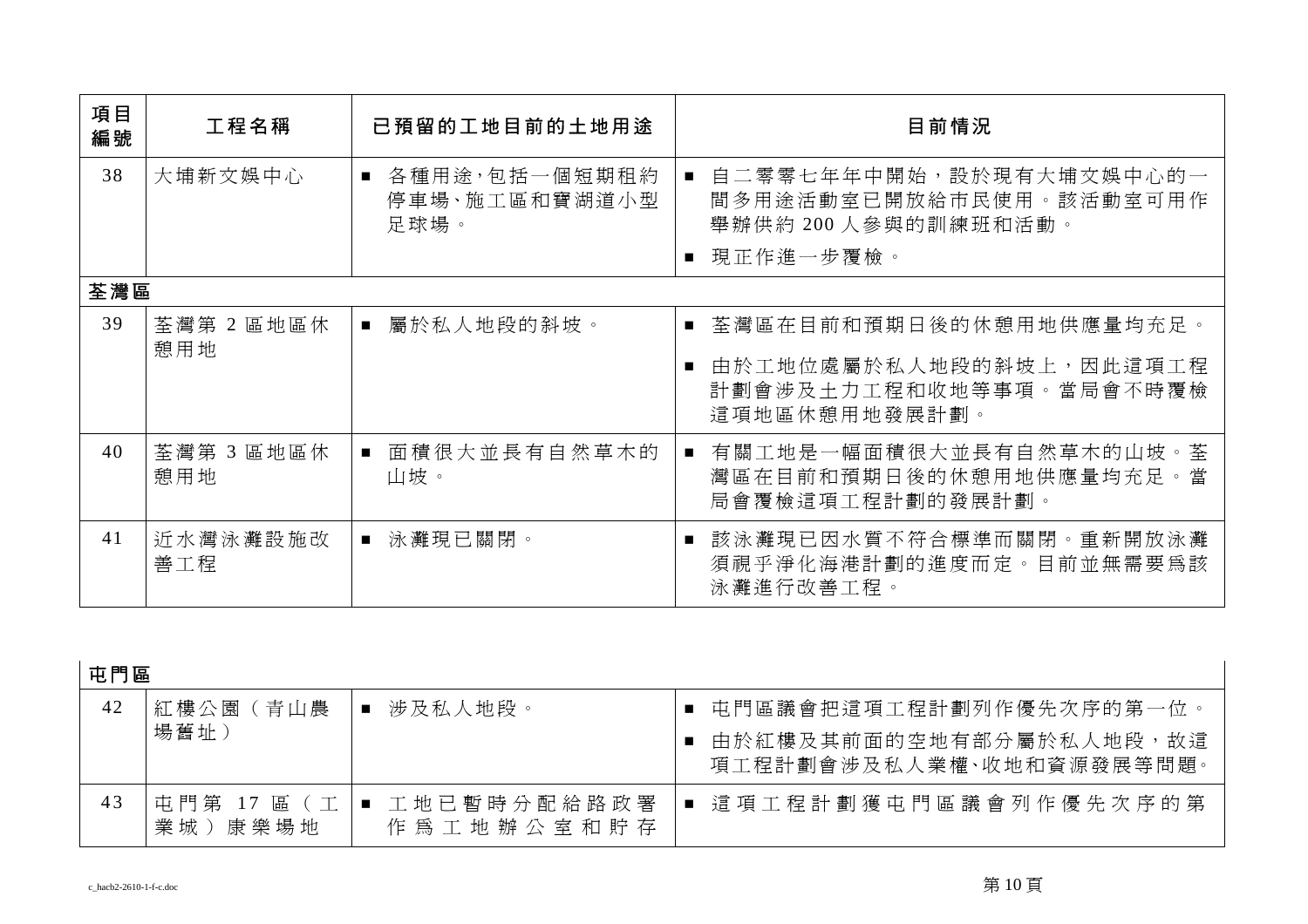| 項目編號 | 工程名稱 | 已預留的工地目前的土地用途 | 目前情況 |
| --- | --- | --- | --- |
| 38 | 大埔新文娛中心 | ■ 各種用途，包括一個短期租約停車場、施工區和寶湖道小型足球場。 | ■ 自二零零七年年中開始，設於現有大埔文娛中心的一間多用途活動室已開放給市民使用。該活動室可用作舉辦供約 200 人參與的訓練班和活動。<br>■ 現正作進一步覆檢。 |
| **荃灣區** | | | |
| 39 | 荃灣第 2 區地區休憩用地 | ■ 屬於私人地段的斜坡。 | ■ 荃灣區在目前和預期日後的休憩用地供應量均充足。<br>■ 由於工地位處屬於私人地段的斜坡上，因此這項工程計劃會涉及土力工程和收地等事項。當局會不時覆檢這項地區休憩用地發展計劃。 |
| 40 | 荃灣第 3 區地區休憩用地 | ■ 面積很大並長有自然草木的山坡。 | ■ 有關工地是一幅面積很大並長有自然草木的山坡。荃灣區在目前和預期日後的休憩用地供應量均充足。當局會覆檢這項工程計劃的發展計劃。 |
| 41 | 近水灣泳灘設施改善工程 | ■ 泳灘現已關閉。 | ■ 該泳灘現已因水質不符合標準而關閉。重新開放泳灘須視乎淨化海港計劃的進度而定。目前並無需要爲該泳灘進行改善工程。 |
| **屯門區** | | | |
| 42 | 紅樓公園（青山農場舊址） | ■ 涉及私人地段。 | ■ 屯門區議會把這項工程計劃列作優先次序的第一位。<br>■ 由於紅樓及其前面的空地有部分屬於私人地段，故這項工程計劃會涉及私人業權、收地和資源發展等問題。 |
| 43 | 屯門第 17 區（工業城）康樂場地 | ■ 工地已暫時分配給路政署作爲工地辦公室和貯存 | ■ 這項工程計劃獲屯門區議會列作優先次序的第 |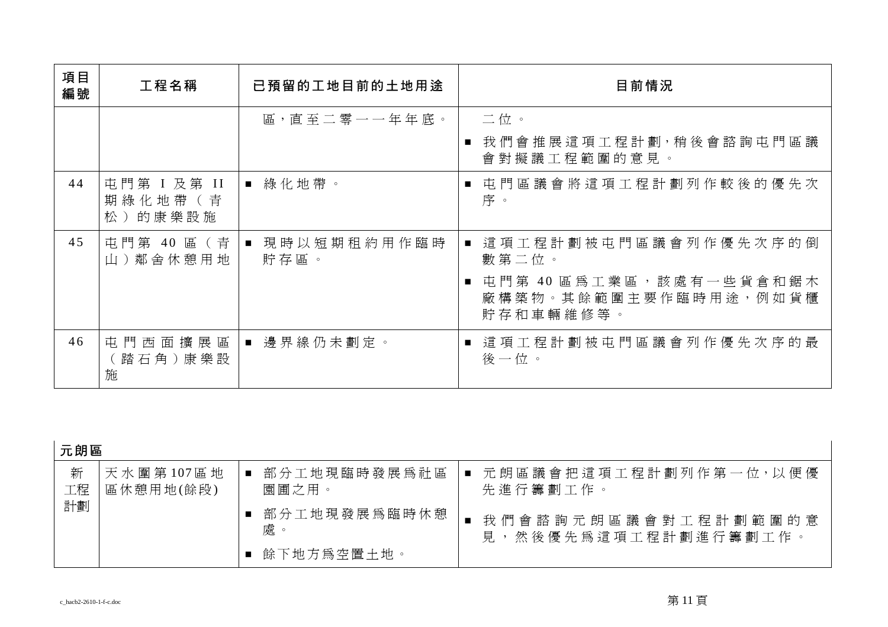| 項目編號 | 工程名稱 | 已預留的工地目前的土地用途 | 目前情況 |
| --- | --- | --- | --- |
| | | 區，直至二零一一年年底。 | 二位。<br>■ 我們會推展這項工程計劃，稍後會諮詢屯門區議會對擬議工程範圍的意見。 |
| 44 | 屯門第 I 及第 II 期綠化地帶（青松）的康樂設施 | ■ 綠化地帶。 | ■ 屯門區議會將這項工程計劃列作較後的優先次序。 |
| 45 | 屯門第 40 區（青山）鄰舍休憩用地 | ■ 現時以短期租約用作臨時貯存區。 | ■ 這項工程計劃被屯門區議會列作優先次序的倒數第二位。<br>■ 屯門第 40 區爲工業區，該處有一些貨倉和鋸木廠構築物。其餘範圍主要作臨時用途，例如貨櫃貯存和車輛維修等。 |
| 46 | 屯門西面擴展區（踏石角）康樂設施 | ■ 邊界線仍未劃定。 | ■ 這項工程計劃被屯門區議會列作優先次序的最後一位。 |

| **元朗區** | | | |
| --- | --- | --- | --- |
| 新工程計劃 | 天水圍第107區地區休憩用地(餘段) | ■ 部分工地現臨時發展爲社區園圃之用。<br>■ 部分工地現發展爲臨時休憩處。<br>■ 餘下地方爲空置土地。 | ■ 元朗區議會把這項工程計劃列作第一位，以便優先進行籌劃工作。<br>■ 我們會諮詢元朗區議會對工程計劃範圍的意見，然後優先爲這項工程計劃進行籌劃工作。 |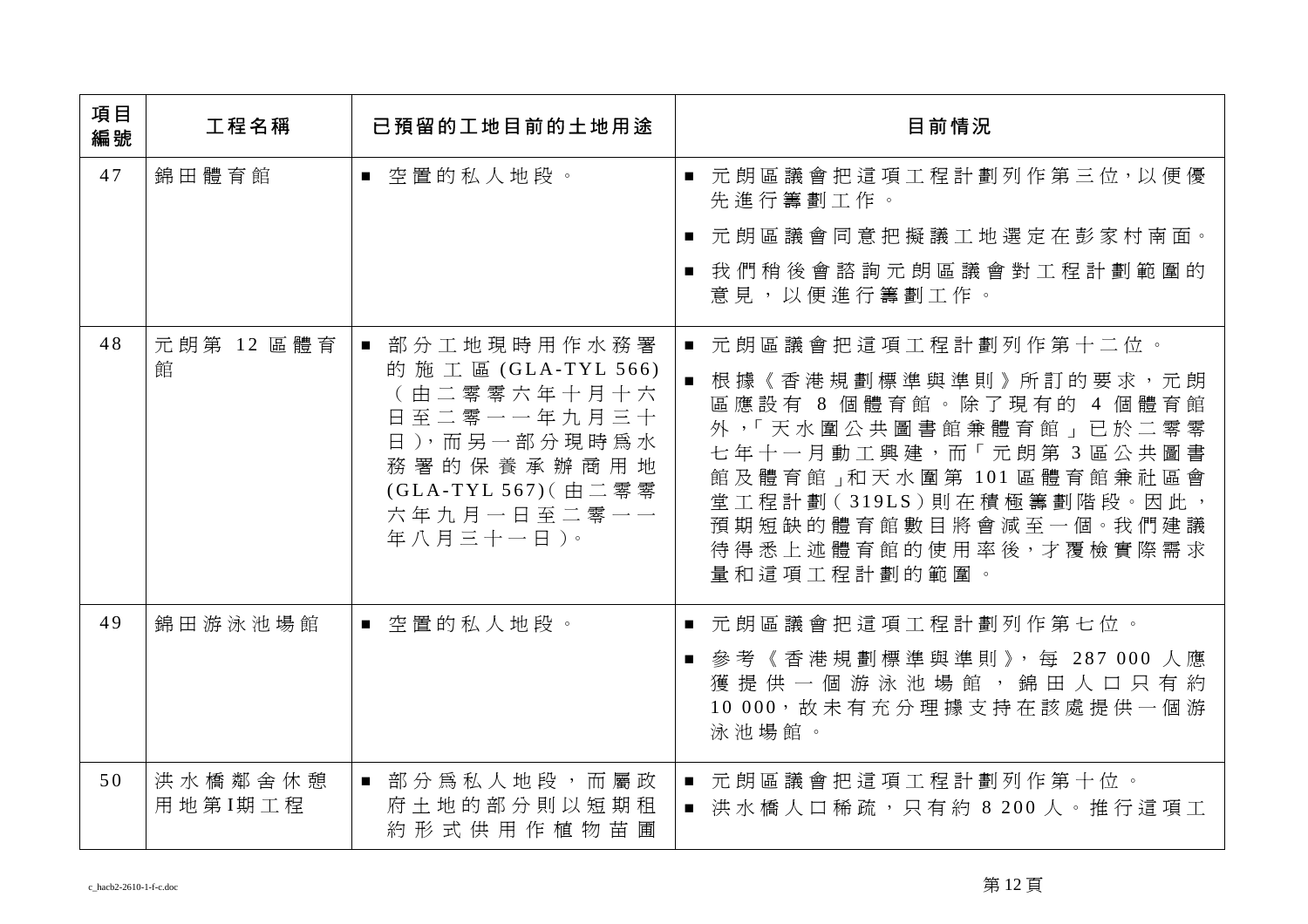| 項目編號 | 工程名稱 | 已預留的工地目前的土地用途 | 目前情況 |
|---|---|---|---|
| 47 | 錦田體育館 | ■ 空置的私人地段。 | ■ 元朗區議會把這項工程計劃列作第三位，以便優先進行籌劃工作。<br>■ 元朗區議會同意把擬議工地選定在彭家村南面。<br>■ 我們稍後會諮詢元朗區議會對工程計劃範圍的意見，以便進行籌劃工作。 |
| 48 | 元朗第 12 區體育館 | ■ 部分工地現時用作水務署的施工區 (GLA-TYL 566)（由二零零六年十月十六日至二零一一年九月三十日），而另一部分現時為水務署的保養承辦商用地 (GLA-TYL 567)（由二零零六年九月一日至二零一一年八月三十一日）。 | ■ 元朗區議會把這項工程計劃列作第十二位。<br>■ 根據《香港規劃標準與準則》所訂的要求，元朗區應設有 8 個體育館。除了現有的 4 個體育館外，「天水圍公共圖書館兼體育館」已於二零零七年十一月動工興建，而「元朗第 3 區公共圖書館及體育館」和天水圍第 101 區體育館兼社區會堂工程計劃（319LS）則在積極籌劃階段。因此，預期短缺的體育館數目將會減至一個。我們建議待得悉上述體育館的使用率後，才覆檢實際需求量和這項工程計劃的範圍。 |
| 49 | 錦田游泳池場館 | ■ 空置的私人地段。 | ■ 元朗區議會把這項工程計劃列作第七位。<br>■ 參考《香港規劃標準與準則》，每 287 000 人應獲提供一個游泳池場館，錦田人口只有約 10 000，故未有充分理據支持在該處提供一個游泳池場館。 |
| 50 | 洪水橋鄰舍休憩用地第I期工程 | ■ 部分為私人地段，而屬政府土地的部分則以短期租約形式供用作植物苗圃 | ■ 元朗區議會把這項工程計劃列作第十位。<br>■ 洪水橋人口稀疏，只有約 8 200 人。推行這項工 |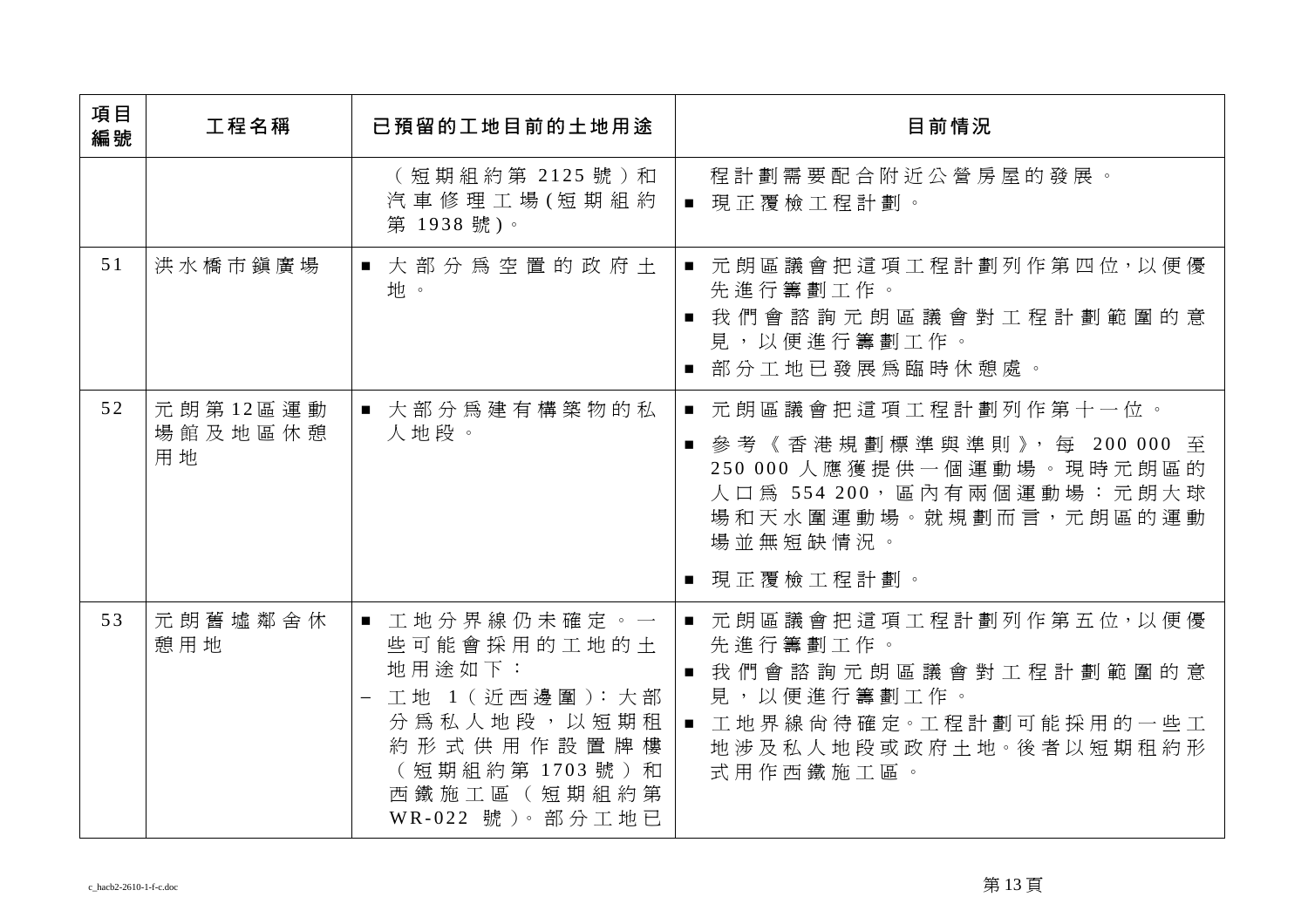| 項目編號 | 工程名稱 | 已預留的工地目前的土地用途 | 目前情況 |
|---|---|---|---|
| | | （短期組約第 2125 號）和汽車修理工場(短期組約第 1938 號)。 | 程計劃需要配合附近公營房屋的發展。<br>■ 現正覆檢工程計劃。 |
| 51 | 洪水橋市鎮廣場 | ■ 大部分爲空置的政府土地。 | ■ 元朗區議會把這項工程計劃列作第四位，以便優先進行籌劃工作。<br>■ 我們會諮詢元朗區議會對工程計劃範圍的意見，以便進行籌劃工作。<br>■ 部分工地已發展爲臨時休憩處。 |
| 52 | 元朗第12區運動場館及地區休憩用地 | ■ 大部分爲建有構築物的私人地段。 | ■ 元朗區議會把這項工程計劃列作第十一位。<br>■ 參考《香港規劃標準與準則》，每 200 000 至 250 000 人應獲提供一個運動場。現時元朗區的人口爲 554 200，區內有兩個運動場：元朗大球場和天水圍運動場。就規劃而言，元朗區的運動場並無短缺情況。<br>■ 現正覆檢工程計劃。 |
| 53 | 元朗舊墟鄰舍休憩用地 | ■ 工地分界線仍未確定。一些可能會採用的工地的土地用途如下：<br>– 工地 1（近西邊圍）：大部分爲私人地段，以短期租約形式供用作設置牌樓（短期組約第 1703 號）和西鐵施工區（短期組約第 WR-022 號）。部分工地已 | ■ 元朗區議會把這項工程計劃列作第五位，以便優先進行籌劃工作。<br>■ 我們會諮詢元朗區議會對工程計劃範圍的意見，以便進行籌劃工作。<br>■ 工地界線尚待確定。工程計劃可能採用的一些工地涉及私人地段或政府土地。後者以短期租約形式用作西鐵施工區。 |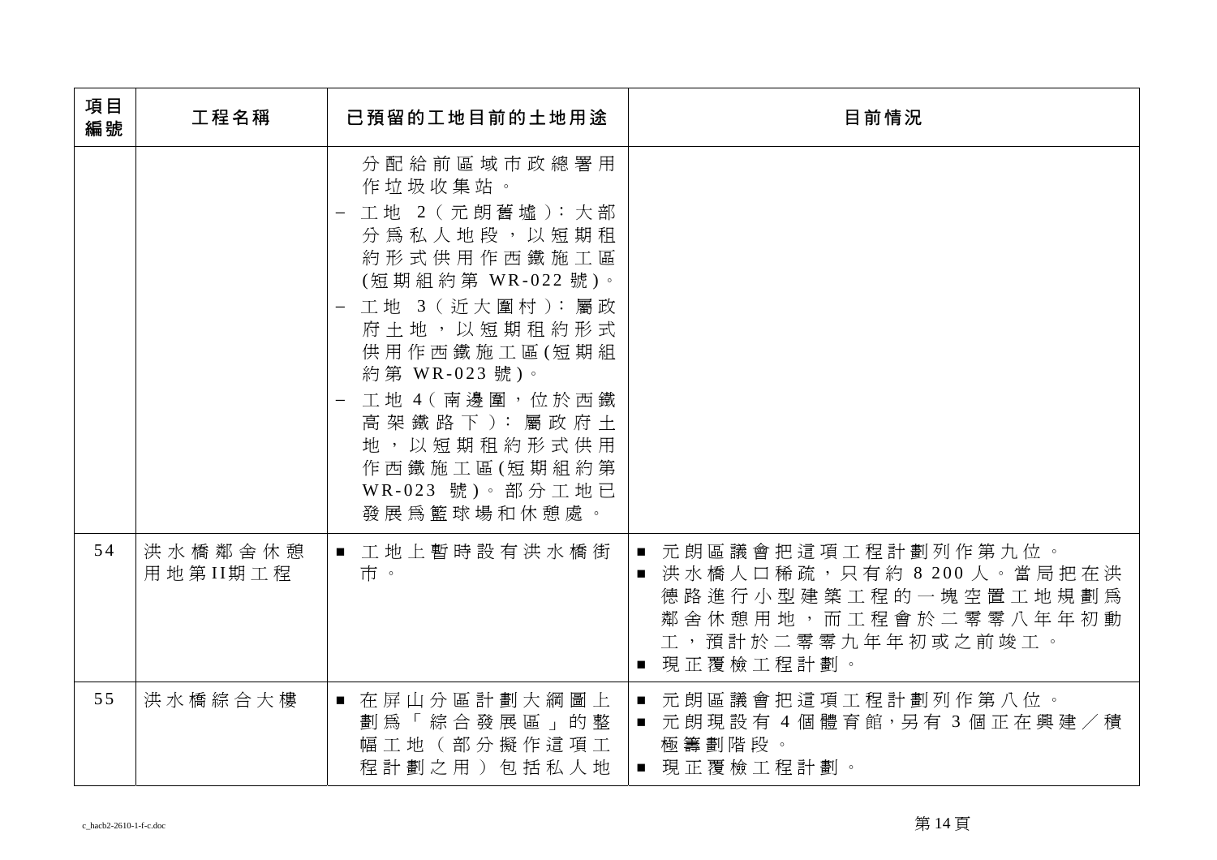| 項目編號 | 工程名稱 | 已預留的工地目前的土地用途 | 目前情況 |
|---|---|---|---|
| | | 分配給前區域市政總署用作垃圾收集站。<br>– 工地 2（元朗舊墟）：大部分爲私人地段，以短期租約形式供用作西鐵施工區(短期組約第 WR-022 號)。<br>– 工地 3（近大圍村）：屬政府土地，以短期租約形式供用作西鐵施工區(短期組約第 WR-023 號)。<br>– 工地 4（南邊圍，位於西鐵高架鐵路下）：屬政府土地，以短期租約形式供用作西鐵施工區(短期組約第 WR-023 號)。部分工地已發展爲籃球場和休憩處。 | |
| 54 | 洪水橋鄰舍休憩用地第II期工程 | ■ 工地上暫時設有洪水橋街市。 | ■ 元朗區議會把這項工程計劃列作第九位。<br>■ 洪水橋人口稀疏，只有約 8 200 人。當局把在洪德路進行小型建築工程的一塊空置工地規劃爲鄰舍休憩用地，而工程會於二零零八年年初動工，預計於二零零九年年初或之前竣工。<br>■ 現正覆檢工程計劃。 |
| 55 | 洪水橋綜合大樓 | ■ 在屏山分區計劃大綱圖上劃爲「綜合發展區」的整幅工地（部分擬作這項工程計劃之用）包括私人地 | ■ 元朗區議會把這項工程計劃列作第八位。<br>■ 元朗現設有 4 個體育館，另有 3 個正在興建／積極籌劃階段。<br>■ 現正覆檢工程計劃。 |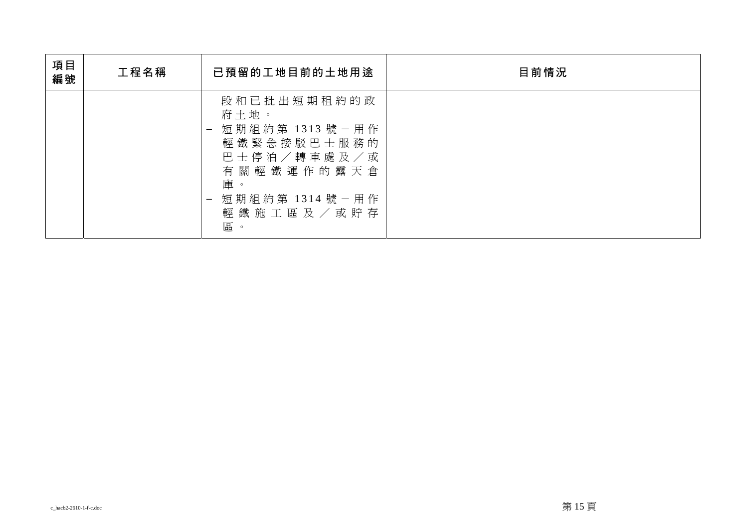| 項目編號 | 工程名稱 | 已預留的工地目前的土地用途 | 目前情況 |
| --- | --- | --- | --- |
| | | 段和已批出短期租約的政府土地。<br>– 短期組約第 1313 號－用作輕鐵緊急接駁巴士服務的巴士停泊／轉車處及／或有關輕鐵運作的露天倉庫。<br>– 短期組約第 1314 號－用作輕鐵施工區及／或貯存區。 | |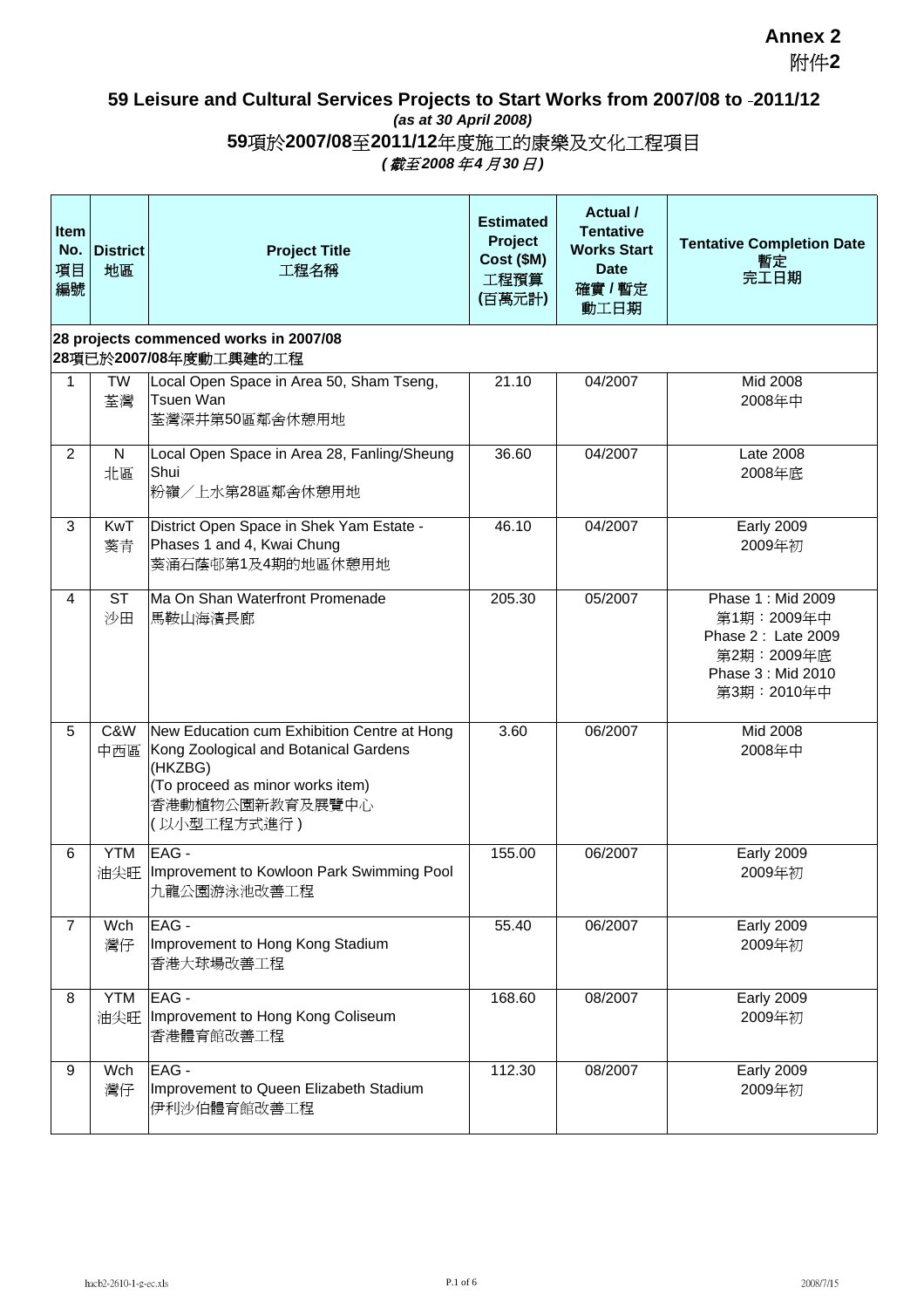**Annex 2**
附件**2**

## 59 Leisure and Cultural Services Projects to Start Works from 2007/08 to 2011/12

***(as at 30 April 2008)***

## 59項於2007/08至2011/12年度施工的康樂及文化工程項目

***(截至2008年4月30日)***

| Item No. 項目編號 | District 地區 | Project Title 工程名稱 | Estimated Project Cost ($M) 工程預算 (百萬元計) | Actual / Tentative Works Start Date 確實 / 暫定 動工日期 | Tentative Completion Date 暫定 完工日期 |
|---|---|---|---|---|---|
| **28 projects commenced works in 2007/08**<br>**28項已於2007/08年度動工興建的工程** | | | | | |
| 1 | TW<br>荃灣 | Local Open Space in Area 50, Sham Tseng, Tsuen Wan<br>荃灣深井第50區鄰舍休憩用地 | 21.10 | 04/2007 | Mid 2008<br>2008年中 |
| 2 | N<br>北區 | Local Open Space in Area 28, Fanling/Sheung Shui<br>粉嶺／上水第28區鄰舍休憩用地 | 36.60 | 04/2007 | Late 2008<br>2008年底 |
| 3 | KwT<br>葵青 | District Open Space in Shek Yam Estate - Phases 1 and 4, Kwai Chung<br>葵涌石蔭邨第1及4期的地區休憩用地 | 46.10 | 04/2007 | Early 2009<br>2009年初 |
| 4 | ST<br>沙田 | Ma On Shan Waterfront Promenade<br>馬鞍山海濱長廊 | 205.30 | 05/2007 | Phase 1 : Mid 2009<br>第1期：2009年中<br>Phase 2 : Late 2009<br>第2期：2009年底<br>Phase 3 : Mid 2010<br>第3期：2010年中 |
| 5 | C&W<br>中西區 | New Education cum Exhibition Centre at Hong Kong Zoological and Botanical Gardens (HKZBG)<br>(To proceed as minor works item)<br>香港動植物公園新教育及展覽中心<br>(以小型工程方式進行) | 3.60 | 06/2007 | Mid 2008<br>2008年中 |
| 6 | YTM<br>油尖旺 | EAG -<br>Improvement to Kowloon Park Swimming Pool<br>九龍公園游泳池改善工程 | 155.00 | 06/2007 | Early 2009<br>2009年初 |
| 7 | Wch<br>灣仔 | EAG -<br>Improvement to Hong Kong Stadium<br>香港大球場改善工程 | 55.40 | 06/2007 | Early 2009<br>2009年初 |
| 8 | YTM<br>油尖旺 | EAG -<br>Improvement to Hong Kong Coliseum<br>香港體育館改善工程 | 168.60 | 08/2007 | Early 2009<br>2009年初 |
| 9 | Wch<br>灣仔 | EAG -<br>Improvement to Queen Elizabeth Stadium<br>伊利沙伯體育館改善工程 | 112.30 | 08/2007 | Early 2009<br>2009年初 |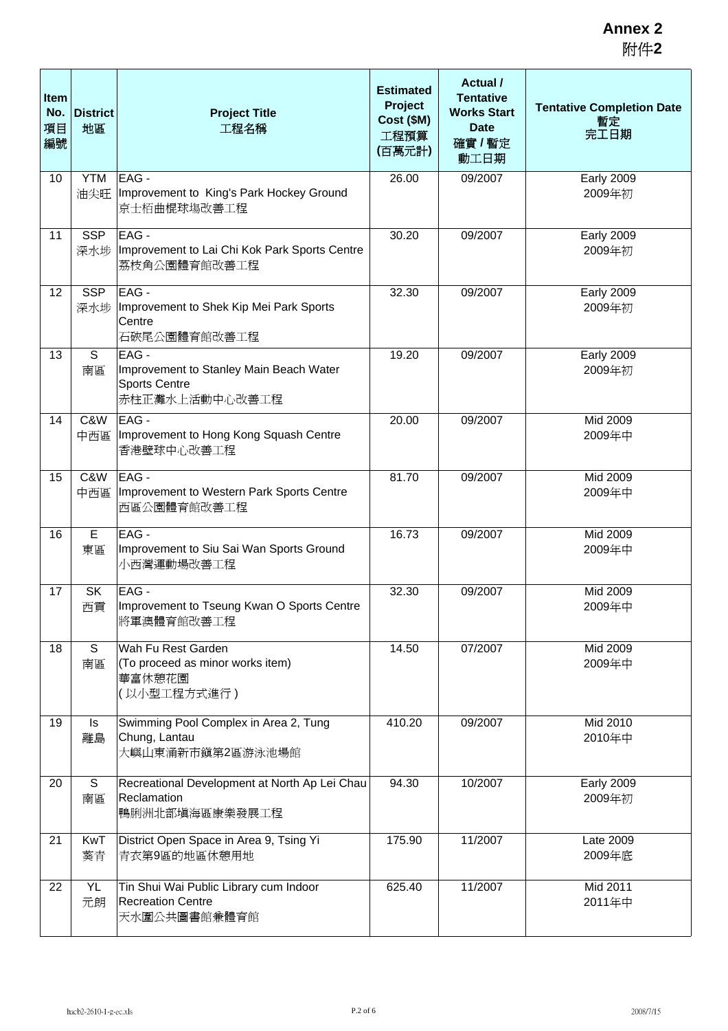**Annex 2**
附件**2**

| Item No. 項目編號 | District 地區 | Project Title 工程名稱 | Estimated Project Cost ($M) 工程預算 (百萬元計) | Actual / Tentative Works Start Date 確實 / 暫定 動工日期 | Tentative Completion Date 暫定 完工日期 |
|---|---|---|---|---|---|
| 10 | YTM 油尖旺 | EAG - Improvement to King's Park Hockey Ground 京士栢曲棍球場改善工程 | 26.00 | 09/2007 | Early 2009 2009年初 |
| 11 | SSP 深水埗 | EAG - Improvement to Lai Chi Kok Park Sports Centre 荔枝角公園體育館改善工程 | 30.20 | 09/2007 | Early 2009 2009年初 |
| 12 | SSP 深水埗 | EAG - Improvement to Shek Kip Mei Park Sports Centre 石硤尾公園體育館改善工程 | 32.30 | 09/2007 | Early 2009 2009年初 |
| 13 | S 南區 | EAG - Improvement to Stanley Main Beach Water Sports Centre 赤柱正灘水上活動中心改善工程 | 19.20 | 09/2007 | Early 2009 2009年初 |
| 14 | C&W 中西區 | EAG - Improvement to Hong Kong Squash Centre 香港壁球中心改善工程 | 20.00 | 09/2007 | Mid 2009 2009年中 |
| 15 | C&W 中西區 | EAG - Improvement to Western Park Sports Centre 西區公園體育館改善工程 | 81.70 | 09/2007 | Mid 2009 2009年中 |
| 16 | E 東區 | EAG - Improvement to Siu Sai Wan Sports Ground 小西灣運動場改善工程 | 16.73 | 09/2007 | Mid 2009 2009年中 |
| 17 | SK 西貢 | EAG - Improvement to Tseung Kwan O Sports Centre 將軍澳體育館改善工程 | 32.30 | 09/2007 | Mid 2009 2009年中 |
| 18 | S 南區 | Wah Fu Rest Garden (To proceed as minor works item) 華富休憩花園 (以小型工程方式進行) | 14.50 | 07/2007 | Mid 2009 2009年中 |
| 19 | Is 離島 | Swimming Pool Complex in Area 2, Tung Chung, Lantau 大嶼山東涌新市鎮第2區游泳池場館 | 410.20 | 09/2007 | Mid 2010 2010年中 |
| 20 | S 南區 | Recreational Development at North Ap Lei Chau Reclamation 鴨脷洲北部填海區康樂發展工程 | 94.30 | 10/2007 | Early 2009 2009年初 |
| 21 | KwT 葵青 | District Open Space in Area 9, Tsing Yi 青衣第9區的地區休憩用地 | 175.90 | 11/2007 | Late 2009 2009年底 |
| 22 | YL 元朗 | Tin Shui Wai Public Library cum Indoor Recreation Centre 天水圍公共圖書館兼體育館 | 625.40 | 11/2007 | Mid 2011 2011年中 |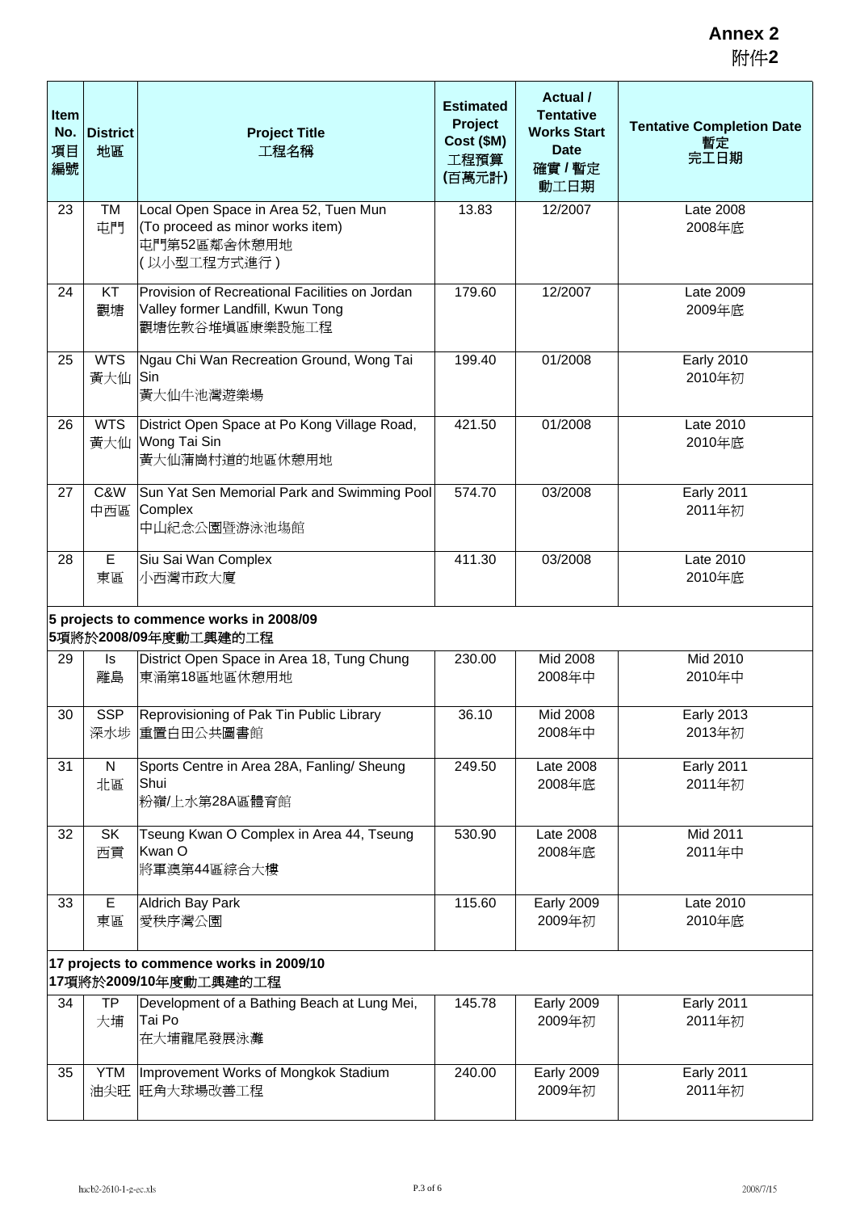# Annex 2
附件2

| Item No. 項目編號 | District 地區 | Project Title 工程名稱 | Estimated Project Cost ($M) 工程預算 (百萬元計) | Actual / Tentative Works Start Date 確實 / 暫定 動工日期 | Tentative Completion Date 暫定 完工日期 |
|---|---|---|---|---|---|
| 23 | TM 屯門 | Local Open Space in Area 52, Tuen Mun (To proceed as minor works item) 屯門第52區鄰舍休憩用地 (以小型工程方式進行) | 13.83 | 12/2007 | Late 2008 2008年底 |
| 24 | KT 觀塘 | Provision of Recreational Facilities on Jordan Valley former Landfill, Kwun Tong 觀塘佐敦谷堆填區康樂設施工程 | 179.60 | 12/2007 | Late 2009 2009年底 |
| 25 | WTS 黃大仙 | Ngau Chi Wan Recreation Ground, Wong Tai Sin 黃大仙牛池灣遊樂場 | 199.40 | 01/2008 | Early 2010 2010年初 |
| 26 | WTS 黃大仙 | District Open Space at Po Kong Village Road, Wong Tai Sin 黃大仙蒲崗村道的地區休憩用地 | 421.50 | 01/2008 | Late 2010 2010年底 |
| 27 | C&W 中西區 | Sun Yat Sen Memorial Park and Swimming Pool Complex 中山紀念公園暨游泳池場館 | 574.70 | 03/2008 | Early 2011 2011年初 |
| 28 | E 東區 | Siu Sai Wan Complex 小西灣市政大廈 | 411.30 | 03/2008 | Late 2010 2010年底 |
| **5 projects to commence works in 2008/09 5項將於2008/09年度動工興建的工程** | | | | | |
| 29 | Is 離島 | District Open Space in Area 18, Tung Chung 東涌第18區地區休憩用地 | 230.00 | Mid 2008 2008年中 | Mid 2010 2010年中 |
| 30 | SSP 深水埗 | Reprovisioning of Pak Tin Public Library 重置白田公共圖書館 | 36.10 | Mid 2008 2008年中 | Early 2013 2013年初 |
| 31 | N 北區 | Sports Centre in Area 28A, Fanling/ Sheung Shui 粉嶺/上水第28A區體育館 | 249.50 | Late 2008 2008年底 | Early 2011 2011年初 |
| 32 | SK 西貢 | Tseung Kwan O Complex in Area 44, Tseung Kwan O 將軍澳第44區綜合大樓 | 530.90 | Late 2008 2008年底 | Mid 2011 2011年中 |
| 33 | E 東區 | Aldrich Bay Park 愛秩序灣公園 | 115.60 | Early 2009 2009年初 | Late 2010 2010年底 |
| **17 projects to commence works in 2009/10 17項將於2009/10年度動工興建的工程** | | | | | |
| 34 | TP 大埔 | Development of a Bathing Beach at Lung Mei, Tai Po 在大埔龍尾發展泳灘 | 145.78 | Early 2009 2009年初 | Early 2011 2011年初 |
| 35 | YTM 油尖旺 | Improvement Works of Mongkok Stadium 旺角大球場改善工程 | 240.00 | Early 2009 2009年初 | Early 2011 2011年初 |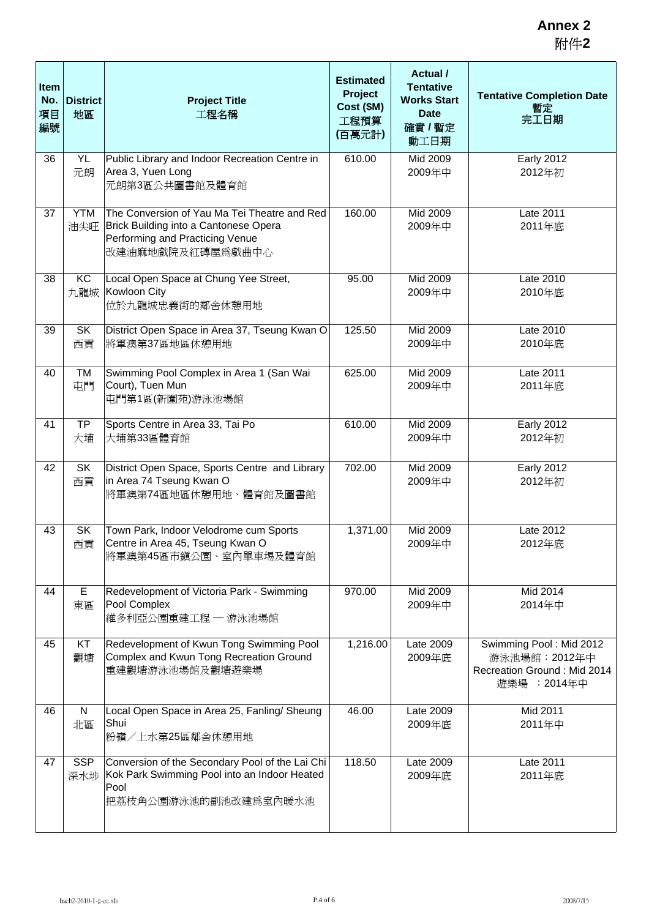**Annex 2**
附件**2**

| Item No. 項目編號 | District 地區 | Project Title 工程名稱 | Estimated Project Cost ($M) 工程預算 (百萬元計) | Actual / Tentative Works Start Date 確實 / 暫定 動工日期 | Tentative Completion Date 暫定 完工日期 |
|---|---|---|---|---|---|
| 36 | YL 元朗 | Public Library and Indoor Recreation Centre in Area 3, Yuen Long 元朗第3區公共圖書館及體育館 | 610.00 | Mid 2009 2009年中 | Early 2012 2012年初 |
| 37 | YTM 油尖旺 | The Conversion of Yau Ma Tei Theatre and Red Brick Building into a Cantonese Opera Performing and Practicing Venue 改建油麻地戲院及紅磚屋爲戲曲中心 | 160.00 | Mid 2009 2009年中 | Late 2011 2011年底 |
| 38 | KC 九龍城 | Local Open Space at Chung Yee Street, Kowloon City 位於九龍城忠義街的鄰舍休憩用地 | 95.00 | Mid 2009 2009年中 | Late 2010 2010年底 |
| 39 | SK 西貢 | District Open Space in Area 37, Tseung Kwan O 將軍澳第37區地區休憩用地 | 125.50 | Mid 2009 2009年中 | Late 2010 2010年底 |
| 40 | TM 屯門 | Swimming Pool Complex in Area 1 (San Wai Court), Tuen Mun 屯門第1區(新圍苑)游泳池場館 | 625.00 | Mid 2009 2009年中 | Late 2011 2011年底 |
| 41 | TP 大埔 | Sports Centre in Area 33, Tai Po 大埔第33區體育館 | 610.00 | Mid 2009 2009年中 | Early 2012 2012年初 |
| 42 | SK 西貢 | District Open Space, Sports Centre and Library in Area 74 Tseung Kwan O 將軍澳第74區地區休憩用地、體育館及圖書館 | 702.00 | Mid 2009 2009年中 | Early 2012 2012年初 |
| 43 | SK 西貢 | Town Park, Indoor Velodrome cum Sports Centre in Area 45, Tseung Kwan O 將軍澳第45區市鎮公園、室內單車場及體育館 | 1,371.00 | Mid 2009 2009年中 | Late 2012 2012年底 |
| 44 | E 東區 | Redevelopment of Victoria Park - Swimming Pool Complex 維多利亞公園重建工程 — 游泳池場館 | 970.00 | Mid 2009 2009年中 | Mid 2014 2014年中 |
| 45 | KT 觀塘 | Redevelopment of Kwun Tong Swimming Pool Complex and Kwun Tong Recreation Ground 重建觀塘游泳池場館及觀塘遊樂場 | 1,216.00 | Late 2009 2009年底 | Swimming Pool : Mid 2012 游泳池場館：2012年中 Recreation Ground : Mid 2014 遊樂場 ：2014年中 |
| 46 | N 北區 | Local Open Space in Area 25, Fanling/ Sheung Shui 粉嶺／上水第25區鄰舍休憩用地 | 46.00 | Late 2009 2009年底 | Mid 2011 2011年中 |
| 47 | SSP 深水埗 | Conversion of the Secondary Pool of the Lai Chi Kok Park Swimming Pool into an Indoor Heated Pool 把荔枝角公園游泳池的副池改建爲室內暖水池 | 118.50 | Late 2009 2009年底 | Late 2011 2011年底 |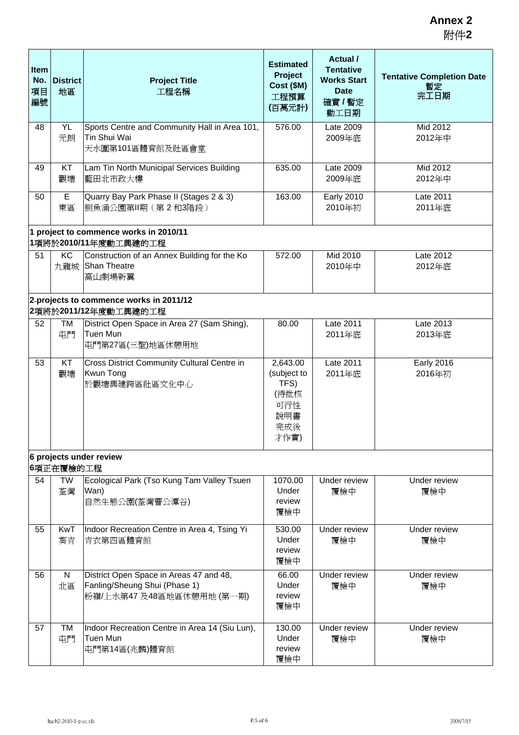**Annex 2**
附件**2**

| Item No. 項目編號 | District 地區 | Project Title 工程名稱 | Estimated Project Cost ($M) 工程預算 (百萬元計) | Actual / Tentative Works Start Date 確實 / 暫定 動工日期 | Tentative Completion Date 暫定 完工日期 |
|---|---|---|---|---|---|
| 48 | YL 元朗 | Sports Centre and Community Hall in Area 101, Tin Shui Wai 天水圍第101區體育館及社區會堂 | 576.00 | Late 2009 2009年底 | Mid 2012 2012年中 |
| 49 | KT 觀塘 | Lam Tin North Municipal Services Building 藍田北市政大樓 | 635.00 | Late 2009 2009年底 | Mid 2012 2012年中 |
| 50 | E 東區 | Quarry Bay Park Phase II (Stages 2 & 3) 鰂魚涌公園第II期（第 2 和3階段） | 163.00 | Early 2010 2010年初 | Late 2011 2011年底 |
| **1 project to commence works in 2010/11 1項將於2010/11年度動工興建的工程** | | | | | |
| 51 | KC 九龍城 | Construction of an Annex Building for the Ko Shan Theatre 高山劇場新翼 | 572.00 | Mid 2010 2010年中 | Late 2012 2012年底 |
| **2 projects to commence works in 2011/12 2項將於2011/12年度動工興建的工程** | | | | | |
| 52 | TM 屯門 | District Open Space in Area 27 (Sam Shing), Tuen Mun 屯門第27區(三聖)地區休憩用地 | 80.00 | Late 2011 2011年底 | Late 2013 2013年底 |
| 53 | KT 觀塘 | Cross District Community Cultural Centre in Kwun Tong 於觀塘興建跨區社區文化中心 | 2,643.00 (subject to TFS) (待批核可行性說明書完成後才作實) | Late 2011 2011年底 | Early 2016 2016年初 |
| **6 projects under review 6項正在覆檢的工程** | | | | | |
| 54 | TW 荃灣 | Ecological Park (Tso Kung Tam Valley Tsuen Wan) 自然生態公園(荃灣曹公潭谷) | 1070.00 Under review 覆檢中 | Under review 覆檢中 | Under review 覆檢中 |
| 55 | KwT 葵青 | Indoor Recreation Centre in Area 4, Tsing Yi 青衣第四區體育館 | 530.00 Under review 覆檢中 | Under review 覆檢中 | Under review 覆檢中 |
| 56 | N 北區 | District Open Space in Areas 47 and 48, Fanling/Sheung Shui (Phase 1) 粉嶺/上水第47 及48區地區休憩用地 (第一期) | 66.00 Under review 覆檢中 | Under review 覆檢中 | Under review 覆檢中 |
| 57 | TM 屯門 | Indoor Recreation Centre in Area 14 (Siu Lun), Tuen Mun 屯門第14區(兆麟)體育館 | 130.00 Under review 覆檢中 | Under review 覆檢中 | Under review 覆檢中 |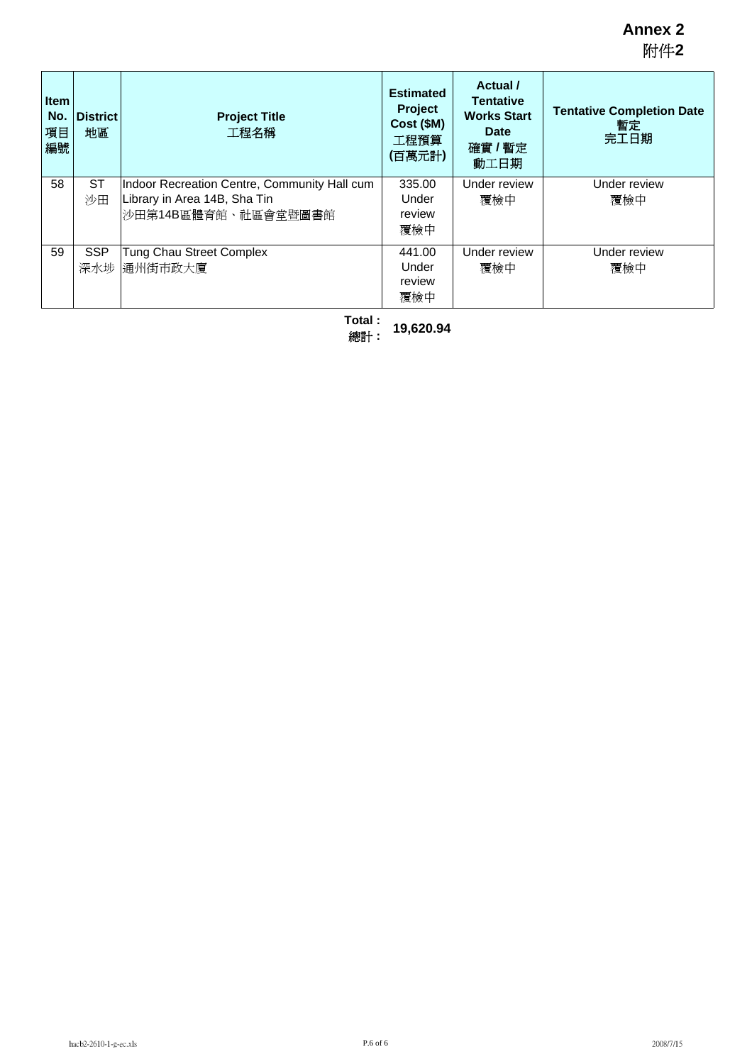**Annex 2**
附件**2**

| Item No. 項目編號 | District 地區 | Project Title 工程名稱 | Estimated Project Cost ($M) 工程預算 (百萬元計) | Actual / Tentative Works Start Date 確實 / 暫定 動工日期 | Tentative Completion Date 暫定 完工日期 |
|---|---|---|---|---|---|
| 58 | ST 沙田 | Indoor Recreation Centre, Community Hall cum Library in Area 14B, Sha Tin 沙田第14B區體育館、社區會堂暨圖書館 | 335.00 Under review 覆檢中 | Under review 覆檢中 | Under review 覆檢中 |
| 59 | SSP 深水埗 | Tung Chau Street Complex 通州街市政大廈 | 441.00 Under review 覆檢中 | Under review 覆檢中 | Under review 覆檢中 |
| | | **Total : 總計 :** | **19,620.94** | | |